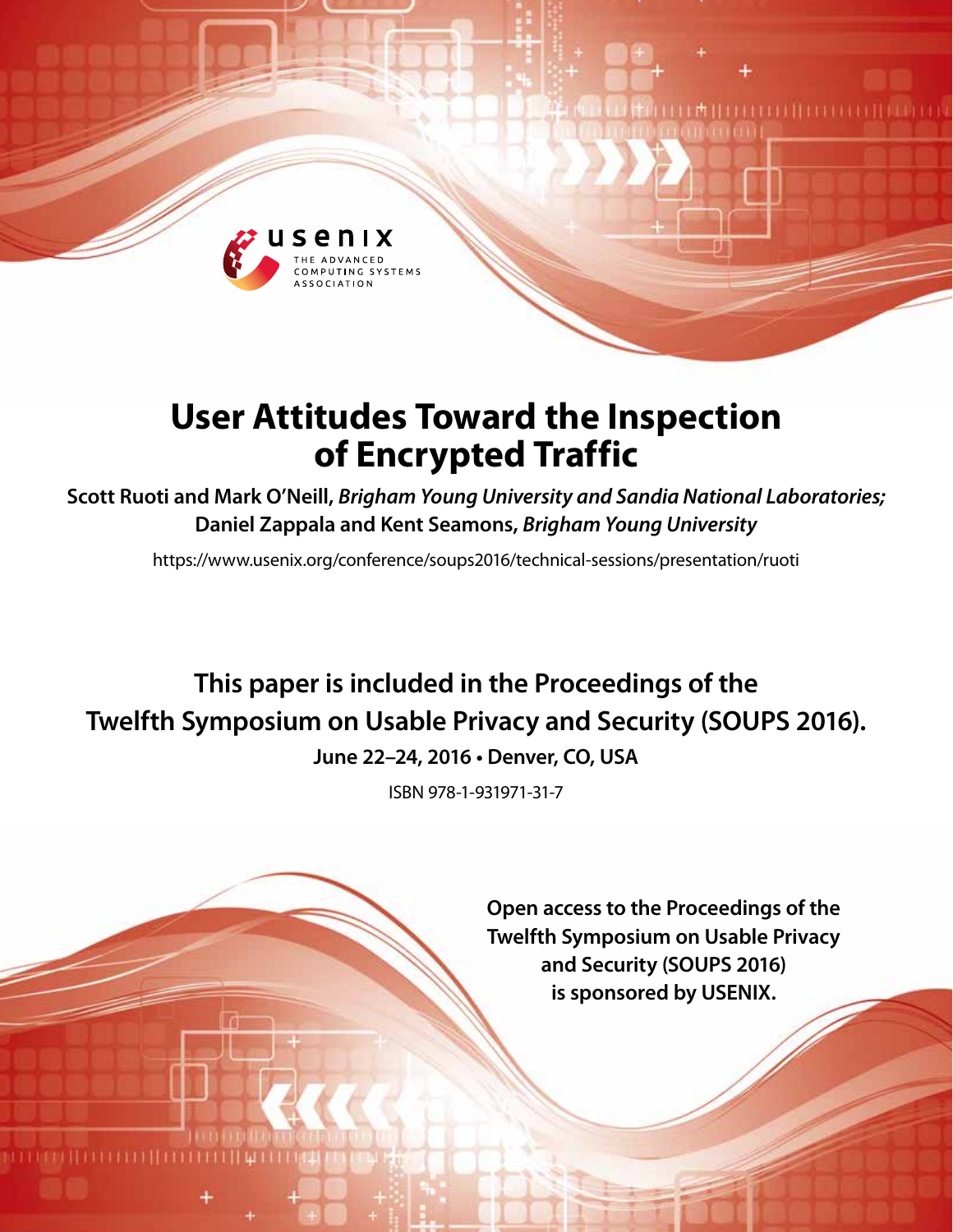# User Attitudes Toward the Inspection of Encrypted Traffic

**Scott Ruoti and Mark O'Neill,** ***Brigham Young University and Sandia National Laboratories;*** **Daniel Zappala and Kent Seamons,** ***Brigham Young University***

https://www.usenix.org/conference/soups2016/technical-sessions/presentation/ruoti

**This paper is included in the Proceedings of the Twelfth Symposium on Usable Privacy and Security (SOUPS 2016).**

**June 22–24, 2016 • Denver, CO, USA**

ISBN 978-1-931971-31-7

**Open access to the Proceedings of the Twelfth Symposium on Usable Privacy and Security (SOUPS 2016) is sponsored by USENIX.**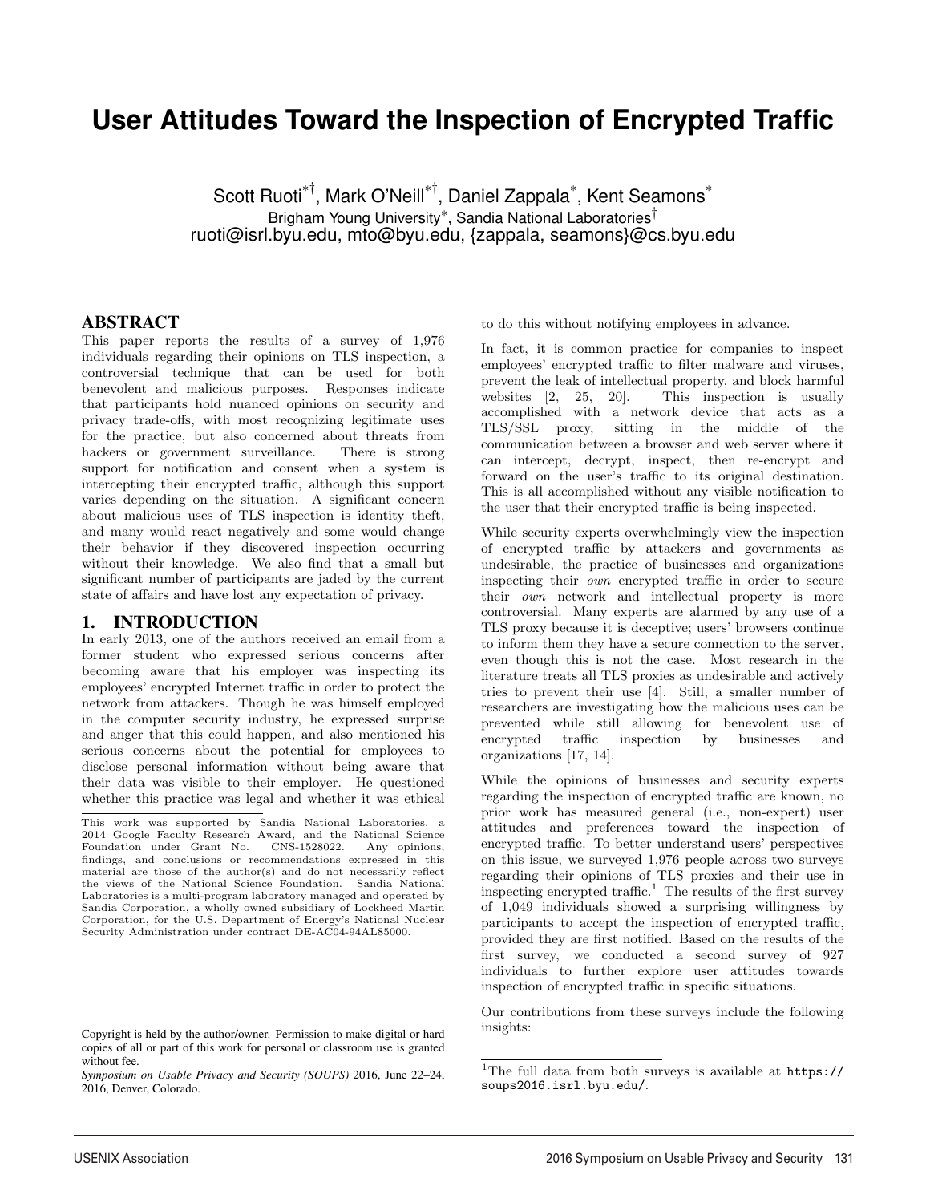# User Attitudes Toward the Inspection of Encrypted Traffic

Scott Ruoti[*†], Mark O'Neill[*†], Daniel Zappala[*], Kent Seamons[*]
Brigham Young University[*], Sandia National Laboratories[†]
ruoti@isrl.byu.edu, mto@byu.edu, {zappala, seamons}@cs.byu.edu

## ABSTRACT

This paper reports the results of a survey of 1,976 individuals regarding their opinions on TLS inspection, a controversial technique that can be used for both benevolent and malicious purposes. Responses indicate that participants hold nuanced opinions on security and privacy trade-offs, with most recognizing legitimate uses for the practice, but also concerned about threats from hackers or government surveillance. There is strong support for notification and consent when a system is intercepting their encrypted traffic, although this support varies depending on the situation. A significant concern about malicious uses of TLS inspection is identity theft, and many would react negatively and some would change their behavior if they discovered inspection occurring without their knowledge. We also find that a small but significant number of participants are jaded by the current state of affairs and have lost any expectation of privacy.

## 1. INTRODUCTION

In early 2013, one of the authors received an email from a former student who expressed serious concerns after becoming aware that his employer was inspecting its employees' encrypted Internet traffic in order to protect the network from attackers. Though he was himself employed in the computer security industry, he expressed surprise and anger that this could happen, and also mentioned his serious concerns about the potential for employees to disclose personal information without being aware that their data was visible to their employer. He questioned whether this practice was legal and whether it was ethical to do this without notifying employees in advance.

In fact, it is common practice for companies to inspect employees' encrypted traffic to filter malware and viruses, prevent the leak of intellectual property, and block harmful websites [2, 25, 20]. This inspection is usually accomplished with a network device that acts as a TLS/SSL proxy, sitting in the middle of the communication between a browser and web server where it can intercept, decrypt, inspect, then re-encrypt and forward on the user's traffic to its original destination. This is all accomplished without any visible notification to the user that their encrypted traffic is being inspected.

While security experts overwhelmingly view the inspection of encrypted traffic by attackers and governments as undesirable, the practice of businesses and organizations inspecting their *own* encrypted traffic in order to secure their *own* network and intellectual property is more controversial. Many experts are alarmed by any use of a TLS proxy because it is deceptive; users' browsers continue to inform them they have a secure connection to the server, even though this is not the case. Most research in the literature treats all TLS proxies as undesirable and actively tries to prevent their use [4]. Still, a smaller number of researchers are investigating how the malicious uses can be prevented while still allowing for benevolent use of encrypted traffic inspection by businesses and organizations [17, 14].

While the opinions of businesses and security experts regarding the inspection of encrypted traffic are known, no prior work has measured general (i.e., non-expert) user attitudes and preferences toward the inspection of encrypted traffic. To better understand users' perspectives on this issue, we surveyed 1,976 people across two surveys regarding their opinions of TLS proxies and their use in inspecting encrypted traffic.[1] The results of the first survey of 1,049 individuals showed a surprising willingness by participants to accept the inspection of encrypted traffic, provided they are first notified. Based on the results of the first survey, we conducted a second survey of 927 individuals to further explore user attitudes towards inspection of encrypted traffic in specific situations.

Our contributions from these surveys include the following insights:

This work was supported by Sandia National Laboratories, a 2014 Google Faculty Research Award, and the National Science Foundation under Grant No. CNS-1528022. Any opinions, findings, and conclusions or recommendations expressed in this material are those of the author(s) and do not necessarily reflect the views of the National Science Foundation. Sandia National Laboratories is a multi-program laboratory managed and operated by Sandia Corporation, a wholly owned subsidiary of Lockheed Martin Corporation, for the U.S. Department of Energy's National Nuclear Security Administration under contract DE-AC04-94AL85000.

Copyright is held by the author/owner. Permission to make digital or hard copies of all or part of this work for personal or classroom use is granted without fee.
*Symposium on Usable Privacy and Security (SOUPS)* 2016, June 22–24, 2016, Denver, Colorado.

[1] The full data from both surveys is available at https://soups2016.isrl.byu.edu/.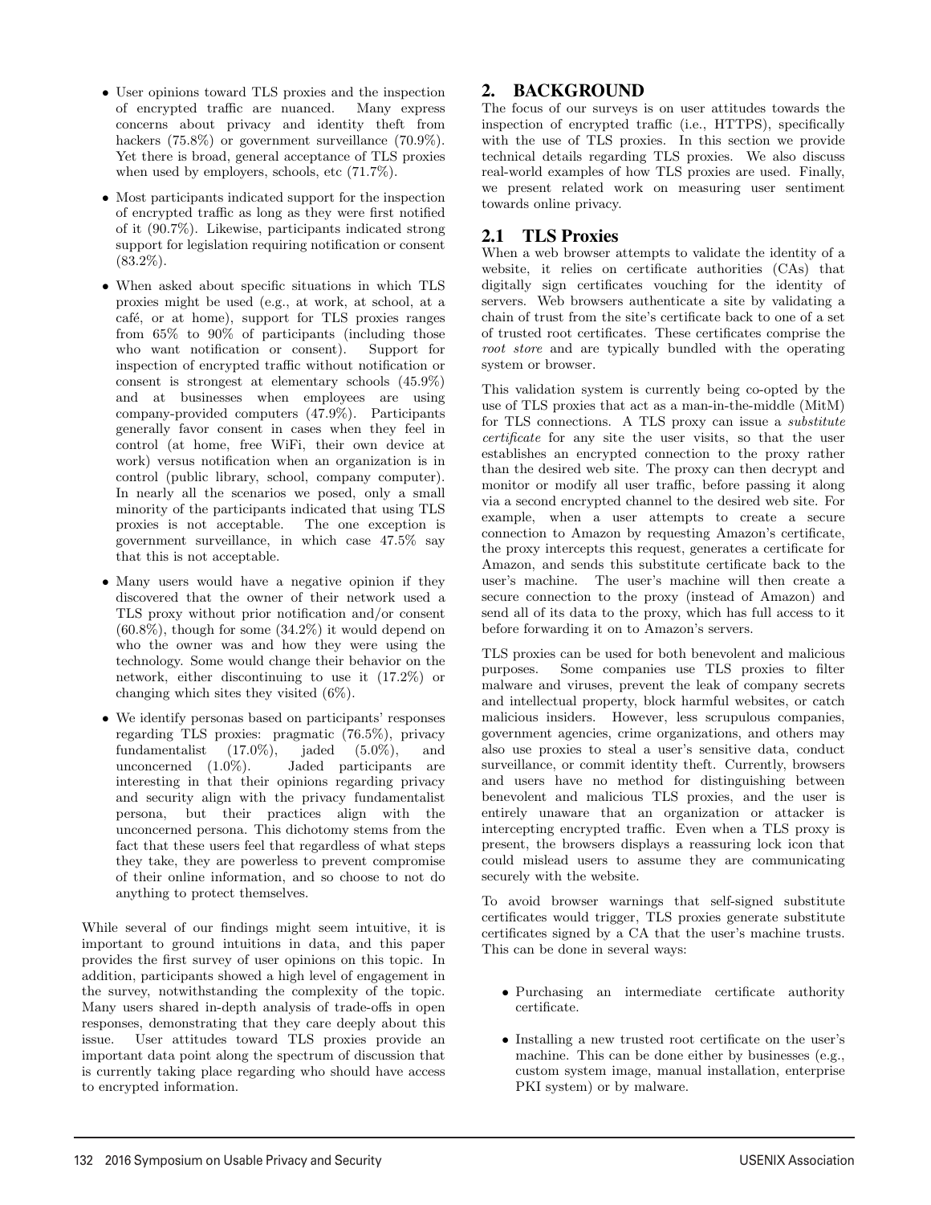- User opinions toward TLS proxies and the inspection of encrypted traffic are nuanced. Many express concerns about privacy and identity theft from hackers (75.8%) or government surveillance (70.9%). Yet there is broad, general acceptance of TLS proxies when used by employers, schools, etc (71.7%).

- Most participants indicated support for the inspection of encrypted traffic as long as they were first notified of it (90.7%). Likewise, participants indicated strong support for legislation requiring notification or consent (83.2%).

- When asked about specific situations in which TLS proxies might be used (e.g., at work, at school, at a café, or at home), support for TLS proxies ranges from 65% to 90% of participants (including those who want notification or consent). Support for inspection of encrypted traffic without notification or consent is strongest at elementary schools (45.9%) and at businesses when employees are using company-provided computers (47.9%). Participants generally favor consent in cases when they feel in control (at home, free WiFi, their own device at work) versus notification when an organization is in control (public library, school, company computer). In nearly all the scenarios we posed, only a small minority of the participants indicated that using TLS proxies is not acceptable. The one exception is government surveillance, in which case 47.5% say that this is not acceptable.

- Many users would have a negative opinion if they discovered that the owner of their network used a TLS proxy without prior notification and/or consent (60.8%), though for some (34.2%) it would depend on who the owner was and how they were using the technology. Some would change their behavior on the network, either discontinuing to use it (17.2%) or changing which sites they visited (6%).

- We identify personas based on participants' responses regarding TLS proxies: pragmatic (76.5%), privacy fundamentalist (17.0%), jaded (5.0%), and unconcerned (1.0%). Jaded participants are interesting in that their opinions regarding privacy and security align with the privacy fundamentalist persona, but their practices align with the unconcerned persona. This dichotomy stems from the fact that these users feel that regardless of what steps they take, they are powerless to prevent compromise of their online information, and so choose to not do anything to protect themselves.

While several of our findings might seem intuitive, it is important to ground intuitions in data, and this paper provides the first survey of user opinions on this topic. In addition, participants showed a high level of engagement in the survey, notwithstanding the complexity of the topic. Many users shared in-depth analysis of trade-offs in open responses, demonstrating that they care deeply about this issue. User attitudes toward TLS proxies provide an important data point along the spectrum of discussion that is currently taking place regarding who should have access to encrypted information.

## 2. BACKGROUND

The focus of our surveys is on user attitudes towards the inspection of encrypted traffic (i.e., HTTPS), specifically with the use of TLS proxies. In this section we provide technical details regarding TLS proxies. We also discuss real-world examples of how TLS proxies are used. Finally, we present related work on measuring user sentiment towards online privacy.

### 2.1 TLS Proxies

When a web browser attempts to validate the identity of a website, it relies on certificate authorities (CAs) that digitally sign certificates vouching for the identity of servers. Web browsers authenticate a site by validating a chain of trust from the site's certificate back to one of a set of trusted root certificates. These certificates comprise the *root store* and are typically bundled with the operating system or browser.

This validation system is currently being co-opted by the use of TLS proxies that act as a man-in-the-middle (MitM) for TLS connections. A TLS proxy can issue a *substitute certificate* for any site the user visits, so that the user establishes an encrypted connection to the proxy rather than the desired web site. The proxy can then decrypt and monitor or modify all user traffic, before passing it along via a second encrypted channel to the desired web site. For example, when a user attempts to create a secure connection to Amazon by requesting Amazon's certificate, the proxy intercepts this request, generates a certificate for Amazon, and sends this substitute certificate back to the user's machine. The user's machine will then create a secure connection to the proxy (instead of Amazon) and send all of its data to the proxy, which has full access to it before forwarding it on to Amazon's servers.

TLS proxies can be used for both benevolent and malicious purposes. Some companies use TLS proxies to filter malware and viruses, prevent the leak of company secrets and intellectual property, block harmful websites, or catch malicious insiders. However, less scrupulous companies, government agencies, crime organizations, and others may also use proxies to steal a user's sensitive data, conduct surveillance, or commit identity theft. Currently, browsers and users have no method for distinguishing between benevolent and malicious TLS proxies, and the user is entirely unaware that an organization or attacker is intercepting encrypted traffic. Even when a TLS proxy is present, the browsers displays a reassuring lock icon that could mislead users to assume they are communicating securely with the website.

To avoid browser warnings that self-signed substitute certificates would trigger, TLS proxies generate substitute certificates signed by a CA that the user's machine trusts. This can be done in several ways:

- Purchasing an intermediate certificate authority certificate.

- Installing a new trusted root certificate on the user's machine. This can be done either by businesses (e.g., custom system image, manual installation, enterprise PKI system) or by malware.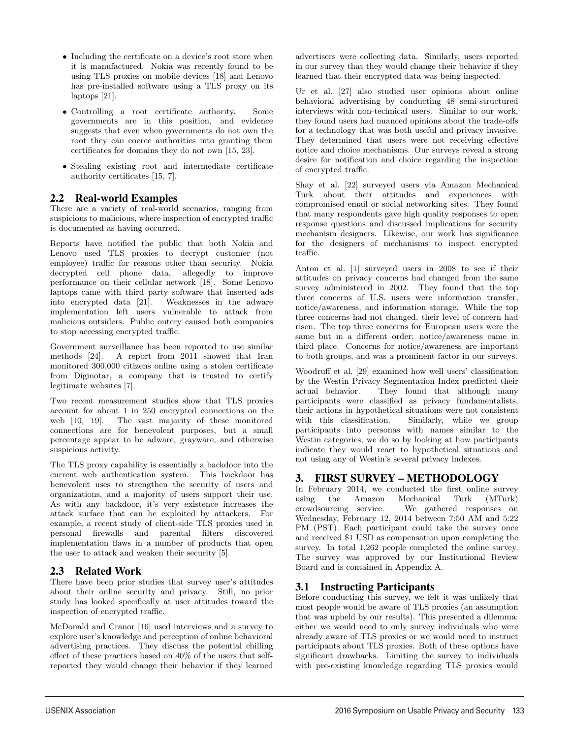- Including the certificate on a device's root store when it is manufactured. Nokia was recently found to be using TLS proxies on mobile devices [18] and Lenovo has pre-installed software using a TLS proxy on its laptops [21].
- Controlling a root certificate authority. Some governments are in this position, and evidence suggests that even when governments do not own the root they can coerce authorities into granting them certificates for domains they do not own [15, 23].
- Stealing existing root and intermediate certificate authority certificates [15, 7].

## 2.2 Real-world Examples

There are a variety of real-world scenarios, ranging from suspicious to malicious, where inspection of encrypted traffic is documented as having occurred.

Reports have notified the public that both Nokia and Lenovo used TLS proxies to decrypt customer (not employee) traffic for reasons other than security. Nokia decrypted cell phone data, allegedly to improve performance on their cellular network [18]. Some Lenovo laptops came with third party software that inserted ads into encrypted data [21]. Weaknesses in the adware implementation left users vulnerable to attack from malicious outsiders. Public outcry caused both companies to stop accessing encrypted traffic.

Government surveillance has been reported to use similar methods [24]. A report from 2011 showed that Iran monitored 300,000 citizens online using a stolen certificate from Diginotar, a company that is trusted to certify legitimate websites [7].

Two recent measurement studies show that TLS proxies account for about 1 in 250 encrypted connections on the web [10, 19]. The vast majority of these monitored connections are for benevolent purposes, but a small percentage appear to be adware, grayware, and otherwise suspicious activity.

The TLS proxy capability is essentially a backdoor into the current web authentication system. This backdoor has benevolent uses to strengthen the security of users and organizations, and a majority of users support their use. As with any backdoor, it's very existence increases the attack surface that can be exploited by attackers. For example, a recent study of client-side TLS proxies used in personal firewalls and parental filters discovered implementation flaws in a number of products that open the user to attack and weaken their security [5].

## 2.3 Related Work

There have been prior studies that survey user's attitudes about their online security and privacy. Still, no prior study has looked specifically at user attitudes toward the inspection of encrypted traffic.

McDonald and Cranor [16] used interviews and a survey to explore user's knowledge and perception of online behavioral advertising practices. They discuss the potential chilling effect of these practices based on 40% of the users that self-reported they would change their behavior if they learned advertisers were collecting data. Similarly, users reported in our survey that they would change their behavior if they learned that their encrypted data was being inspected.

Ur et al. [27] also studied user opinions about online behavioral advertising by conducting 48 semi-structured interviews with non-technical users. Similar to our work, they found users had nuanced opinions about the trade-offs for a technology that was both useful and privacy invasive. They determined that users were not receiving effective notice and choice mechanisms. Our surveys reveal a strong desire for notification and choice regarding the inspection of encrypted traffic.

Shay et al. [22] surveyed users via Amazon Mechanical Turk about their attitudes and experiences with compromised email or social networking sites. They found that many respondents gave high quality responses to open response questions and discussed implications for security mechanism designers. Likewise, our work has significance for the designers of mechanisms to inspect encrypted traffic.

Anton et al. [1] surveyed users in 2008 to see if their attitudes on privacy concerns had changed from the same survey administered in 2002. They found that the top three concerns of U.S. users were information transfer, notice/awareness, and information storage. While the top three concerns had not changed, their level of concern had risen. The top three concerns for European users were the same but in a different order; notice/awareness came in third place. Concerns for notice/awareness are important to both groups, and was a prominent factor in our surveys.

Woodruff et al. [29] examined how well users' classification by the Westin Privacy Segmentation Index predicted their actual behavior. They found that although many participants were classified as privacy fundamentalists, their actions in hypothetical situations were not consistent with this classification. Similarly, while we group participants into personas with names similar to the Westin categories, we do so by looking at how participants indicate they would react to hypothetical situations and not using any of Westin's several privacy indexes.

# 3. FIRST SURVEY – METHODOLOGY

In February 2014, we conducted the first online survey using the Amazon Mechanical Turk (MTurk) crowdsourcing service. We gathered responses on Wednesday, February 12, 2014 between 7:50 AM and 5:22 PM (PST). Each participant could take the survey once and received $1 USD as compensation upon completing the survey. In total 1,262 people completed the online survey. The survey was approved by our Institutional Review Board and is contained in Appendix A.

## 3.1 Instructing Participants

Before conducting this survey, we felt it was unlikely that most people would be aware of TLS proxies (an assumption that was upheld by our results). This presented a dilemma: either we would need to only survey individuals who were already aware of TLS proxies or we would need to instruct participants about TLS proxies. Both of these options have significant drawbacks. Limiting the survey to individuals with pre-existing knowledge regarding TLS proxies would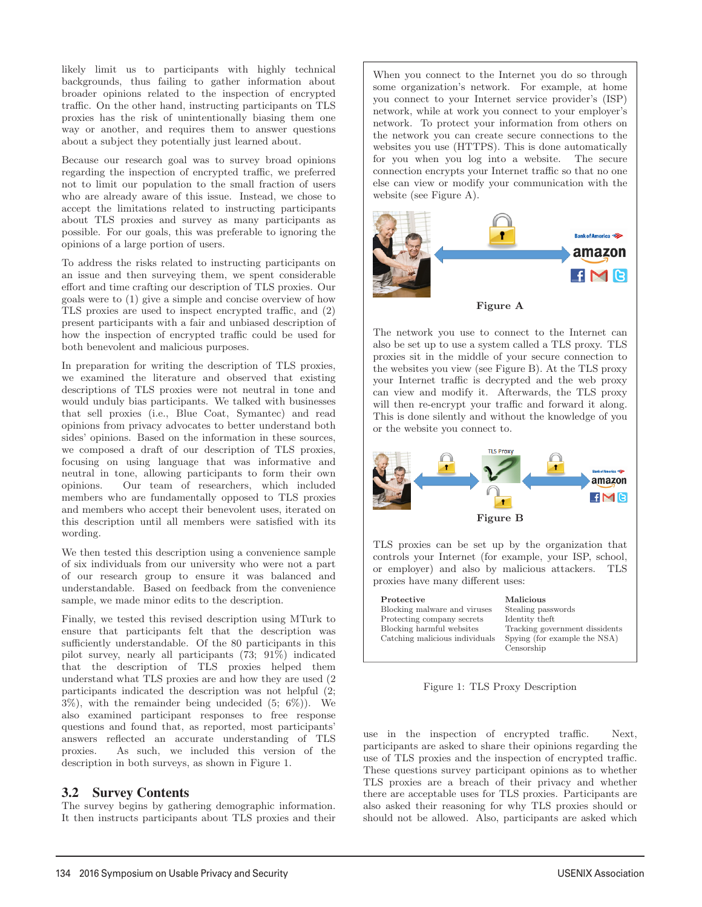likely limit us to participants with highly technical backgrounds, thus failing to gather information about broader opinions related to the inspection of encrypted traffic. On the other hand, instructing participants on TLS proxies has the risk of unintentionally biasing them one way or another, and requires them to answer questions about a subject they potentially just learned about.

Because our research goal was to survey broad opinions regarding the inspection of encrypted traffic, we preferred not to limit our population to the small fraction of users who are already aware of this issue. Instead, we chose to accept the limitations related to instructing participants about TLS proxies and survey as many participants as possible. For our goals, this was preferable to ignoring the opinions of a large portion of users.

To address the risks related to instructing participants on an issue and then surveying them, we spent considerable effort and time crafting our description of TLS proxies. Our goals were to (1) give a simple and concise overview of how TLS proxies are used to inspect encrypted traffic, and (2) present participants with a fair and unbiased description of how the inspection of encrypted traffic could be used for both benevolent and malicious purposes.

In preparation for writing the description of TLS proxies, we examined the literature and observed that existing descriptions of TLS proxies were not neutral in tone and would unduly bias participants. We talked with businesses that sell proxies (i.e., Blue Coat, Symantec) and read opinions from privacy advocates to better understand both sides' opinions. Based on the information in these sources, we composed a draft of our description of TLS proxies, focusing on using language that was informative and neutral in tone, allowing participants to form their own opinions. Our team of researchers, which included members who are fundamentally opposed to TLS proxies and members who accept their benevolent uses, iterated on this description until all members were satisfied with its wording.

We then tested this description using a convenience sample of six individuals from our university who were not a part of our research group to ensure it was balanced and understandable. Based on feedback from the convenience sample, we made minor edits to the description.

Finally, we tested this revised description using MTurk to ensure that participants felt that the description was sufficiently understandable. Of the 80 participants in this pilot survey, nearly all participants (73; 91%) indicated that the description of TLS proxies helped them understand what TLS proxies are and how they are used (2 participants indicated the description was not helpful (2; 3%), with the remainder being undecided (5; 6%)). We also examined participant responses to free response questions and found that, as reported, most participants' answers reflected an accurate understanding of TLS proxies. As such, we included this version of the description in both surveys, as shown in Figure 1.

When you connect to the Internet you do so through some organization's network. For example, at home you connect to your Internet service provider's (ISP) network, while at work you connect to your employer's network. To protect your information from others on the network you can create secure connections to the websites you use (HTTPS). This is done automatically for you when you log into a website. The secure connection encrypts your Internet traffic so that no one else can view or modify your communication with the website (see Figure A).

Figure A

The network you use to connect to the Internet can also be set up to use a system called a TLS proxy. TLS proxies sit in the middle of your secure connection to the websites you view (see Figure B). At the TLS proxy your Internet traffic is decrypted and the web proxy can view and modify it. Afterwards, the TLS proxy will then re-encrypt your traffic and forward it along. This is done silently and without the knowledge of you or the website you connect to.

Figure B

TLS proxies can be set up by the organization that controls your Internet (for example, your ISP, school, or employer) and also by malicious attackers. TLS proxies have many different uses:

| Protective | Malicious |
|---|---|
| Blocking malware and viruses | Stealing passwords |
| Protecting company secrets | Identity theft |
| Blocking harmful websites | Tracking government dissidents |
| Catching malicious individuals | Spying (for example the NSA) |
| | Censorship |

Figure 1: TLS Proxy Description

## 3.2 Survey Contents

The survey begins by gathering demographic information. It then instructs participants about TLS proxies and their use in the inspection of encrypted traffic. Next, participants are asked to share their opinions regarding the use of TLS proxies and the inspection of encrypted traffic. These questions survey participant opinions as to whether TLS proxies are a breach of their privacy and whether there are acceptable uses for TLS proxies. Participants are also asked their reasoning for why TLS proxies should or should not be allowed. Also, participants are asked which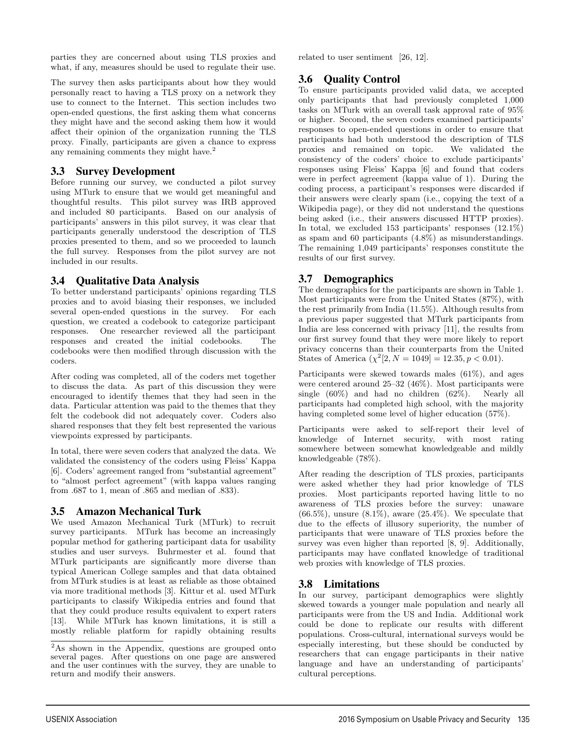parties they are concerned about using TLS proxies and what, if any, measures should be used to regulate their use.

The survey then asks participants about how they would personally react to having a TLS proxy on a network they use to connect to the Internet. This section includes two open-ended questions, the first asking them what concerns they might have and the second asking them how it would affect their opinion of the organization running the TLS proxy. Finally, participants are given a chance to express any remaining comments they might have.[2]

### 3.3 Survey Development

Before running our survey, we conducted a pilot survey using MTurk to ensure that we would get meaningful and thoughtful results. This pilot survey was IRB approved and included 80 participants. Based on our analysis of participants' answers in this pilot survey, it was clear that participants generally understood the description of TLS proxies presented to them, and so we proceeded to launch the full survey. Responses from the pilot survey are not included in our results.

### 3.4 Qualitative Data Analysis

To better understand participants' opinions regarding TLS proxies and to avoid biasing their responses, we included several open-ended questions in the survey. For each question, we created a codebook to categorize participant responses. One researcher reviewed all the participant responses and created the initial codebooks. The codebooks were then modified through discussion with the coders.

After coding was completed, all of the coders met together to discuss the data. As part of this discussion they were encouraged to identify themes that they had seen in the data. Particular attention was paid to the themes that they felt the codebook did not adequately cover. Coders also shared responses that they felt best represented the various viewpoints expressed by participants.

In total, there were seven coders that analyzed the data. We validated the consistency of the coders using Fleiss' Kappa [6]. Coders' agreement ranged from "substantial agreement" to "almost perfect agreement" (with kappa values ranging from .687 to 1, mean of .865 and median of .833).

### 3.5 Amazon Mechanical Turk

We used Amazon Mechanical Turk (MTurk) to recruit survey participants. MTurk has become an increasingly popular method for gathering participant data for usability studies and user surveys. Buhrmester et al. found that MTurk participants are significantly more diverse than typical American College samples and that data obtained from MTurk studies is at least as reliable as those obtained via more traditional methods [3]. Kittur et al. used MTurk participants to classify Wikipedia entries and found that that they could produce results equivalent to expert raters [13]. While MTurk has known limitations, it is still a mostly reliable platform for rapidly obtaining results related to user sentiment [26, 12].

### 3.6 Quality Control

To ensure participants provided valid data, we accepted only participants that had previously completed 1,000 tasks on MTurk with an overall task approval rate of 95% or higher. Second, the seven coders examined participants' responses to open-ended questions in order to ensure that participants had both understood the description of TLS proxies and remained on topic. We validated the consistency of the coders' choice to exclude participants' responses using Fleiss' Kappa [6] and found that coders were in perfect agreement (kappa value of 1). During the coding process, a participant's responses were discarded if their answers were clearly spam (i.e., copying the text of a Wikipedia page), or they did not understand the questions being asked (i.e., their answers discussed HTTP proxies). In total, we excluded 153 participants' responses (12.1%) as spam and 60 participants (4.8%) as misunderstandings. The remaining 1,049 participants' responses constitute the results of our first survey.

### 3.7 Demographics

The demographics for the participants are shown in Table 1. Most participants were from the United States (87%), with the rest primarily from India (11.5%). Although results from a previous paper suggested that MTurk participants from India are less concerned with privacy [11], the results from our first survey found that they were more likely to report privacy concerns than their counterparts from the United States of America ($\chi^2[2, N = 1049] = 12.35, p < 0.01$).

Participants were skewed towards males (61%), and ages were centered around 25–32 (46%). Most participants were single (60%) and had no children (62%). Nearly all participants had completed high school, with the majority having completed some level of higher education (57%).

Participants were asked to self-report their level of knowledge of Internet security, with most rating somewhere between somewhat knowledgeable and mildly knowledgeable (78%).

After reading the description of TLS proxies, participants were asked whether they had prior knowledge of TLS proxies. Most participants reported having little to no awareness of TLS proxies before the survey: unaware (66.5%), unsure (8.1%), aware (25.4%). We speculate that due to the effects of illusory superiority, the number of participants that were unaware of TLS proxies before the survey was even higher than reported [8, 9]. Additionally, participants may have conflated knowledge of traditional web proxies with knowledge of TLS proxies.

### 3.8 Limitations

In our survey, participant demographics were slightly skewed towards a younger male population and nearly all participants were from the US and India. Additional work could be done to replicate our results with different populations. Cross-cultural, international surveys would be especially interesting, but these should be conducted by researchers that can engage participants in their native language and have an understanding of participants' cultural perceptions.

[2]As shown in the Appendix, questions are grouped onto several pages. After questions on one page are answered and the user continues with the survey, they are unable to return and modify their answers.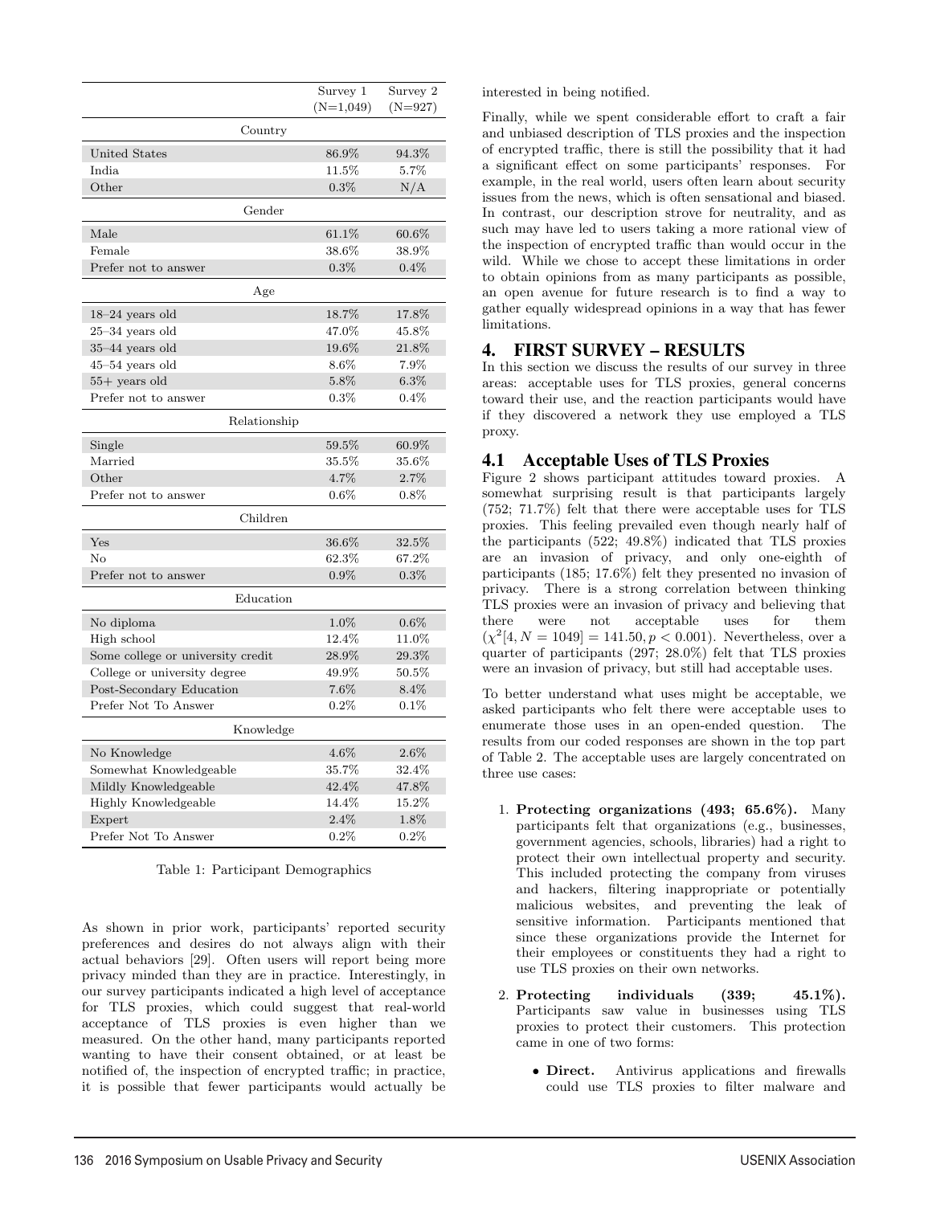| | Survey 1 (N=1,049) | Survey 2 (N=927) |
|---|---|---|
| **Country** | | |
| United States | 86.9% | 94.3% |
| India | 11.5% | 5.7% |
| Other | 0.3% | N/A |
| **Gender** | | |
| Male | 61.1% | 60.6% |
| Female | 38.6% | 38.9% |
| Prefer not to answer | 0.3% | 0.4% |
| **Age** | | |
| 18–24 years old | 18.7% | 17.8% |
| 25–34 years old | 47.0% | 45.8% |
| 35–44 years old | 19.6% | 21.8% |
| 45–54 years old | 8.6% | 7.9% |
| 55+ years old | 5.8% | 6.3% |
| Prefer not to answer | 0.3% | 0.4% |
| **Relationship** | | |
| Single | 59.5% | 60.9% |
| Married | 35.5% | 35.6% |
| Other | 4.7% | 2.7% |
| Prefer not to answer | 0.6% | 0.8% |
| **Children** | | |
| Yes | 36.6% | 32.5% |
| No | 62.3% | 67.2% |
| Prefer not to answer | 0.9% | 0.3% |
| **Education** | | |
| No diploma | 1.0% | 0.6% |
| High school | 12.4% | 11.0% |
| Some college or university credit | 28.9% | 29.3% |
| College or university degree | 49.9% | 50.5% |
| Post-Secondary Education | 7.6% | 8.4% |
| Prefer Not To Answer | 0.2% | 0.1% |
| **Knowledge** | | |
| No Knowledge | 4.6% | 2.6% |
| Somewhat Knowledgeable | 35.7% | 32.4% |
| Mildly Knowledgeable | 42.4% | 47.8% |
| Highly Knowledgeable | 14.4% | 15.2% |
| Expert | 2.4% | 1.8% |
| Prefer Not To Answer | 0.2% | 0.2% |

Table 1: Participant Demographics

As shown in prior work, participants' reported security preferences and desires do not always align with their actual behaviors [29]. Often users will report being more privacy minded than they are in practice. Interestingly, in our survey participants indicated a high level of acceptance for TLS proxies, which could suggest that real-world acceptance of TLS proxies is even higher than we measured. On the other hand, many participants reported wanting to have their consent obtained, or at least be notified of, the inspection of encrypted traffic; in practice, it is possible that fewer participants would actually be interested in being notified.

Finally, while we spent considerable effort to craft a fair and unbiased description of TLS proxies and the inspection of encrypted traffic, there is still the possibility that it had a significant effect on some participants' responses. For example, in the real world, users often learn about security issues from the news, which is often sensational and biased. In contrast, our description strove for neutrality, and as such may have led to users taking a more rational view of the inspection of encrypted traffic than would occur in the wild. While we chose to accept these limitations in order to obtain opinions from as many participants as possible, an open avenue for future research is to find a way to gather equally widespread opinions in a way that has fewer limitations.

# 4. FIRST SURVEY – RESULTS

In this section we discuss the results of our survey in three areas: acceptable uses for TLS proxies, general concerns toward their use, and the reaction participants would have if they discovered a network they use employed a TLS proxy.

## 4.1 Acceptable Uses of TLS Proxies

Figure 2 shows participant attitudes toward proxies. A somewhat surprising result is that participants largely (752; 71.7%) felt that there were acceptable uses for TLS proxies. This feeling prevailed even though nearly half of the participants (522; 49.8%) indicated that TLS proxies are an invasion of privacy, and only one-eighth of participants (185; 17.6%) felt they presented no invasion of privacy. There is a strong correlation between thinking TLS proxies were an invasion of privacy and believing that there were not acceptable uses for them ($\chi^2[4, N = 1049] = 141.50, p < 0.001$). Nevertheless, over a quarter of participants (297; 28.0%) felt that TLS proxies were an invasion of privacy, but still had acceptable uses.

To better understand what uses might be acceptable, we asked participants who felt there were acceptable uses to enumerate those uses in an open-ended question. The results from our coded responses are shown in the top part of Table 2. The acceptable uses are largely concentrated on three use cases:

1. **Protecting organizations (493; 65.6%).** Many participants felt that organizations (e.g., businesses, government agencies, schools, libraries) had a right to protect their own intellectual property and security. This included protecting the company from viruses and hackers, filtering inappropriate or potentially malicious websites, and preventing the leak of sensitive information. Participants mentioned that since these organizations provide the Internet for their employees or constituents they had a right to use TLS proxies on their own networks.
2. **Protecting individuals (339; 45.1%).** Participants saw value in businesses using TLS proxies to protect their customers. This protection came in one of two forms:
   - **Direct.** Antivirus applications and firewalls could use TLS proxies to filter malware and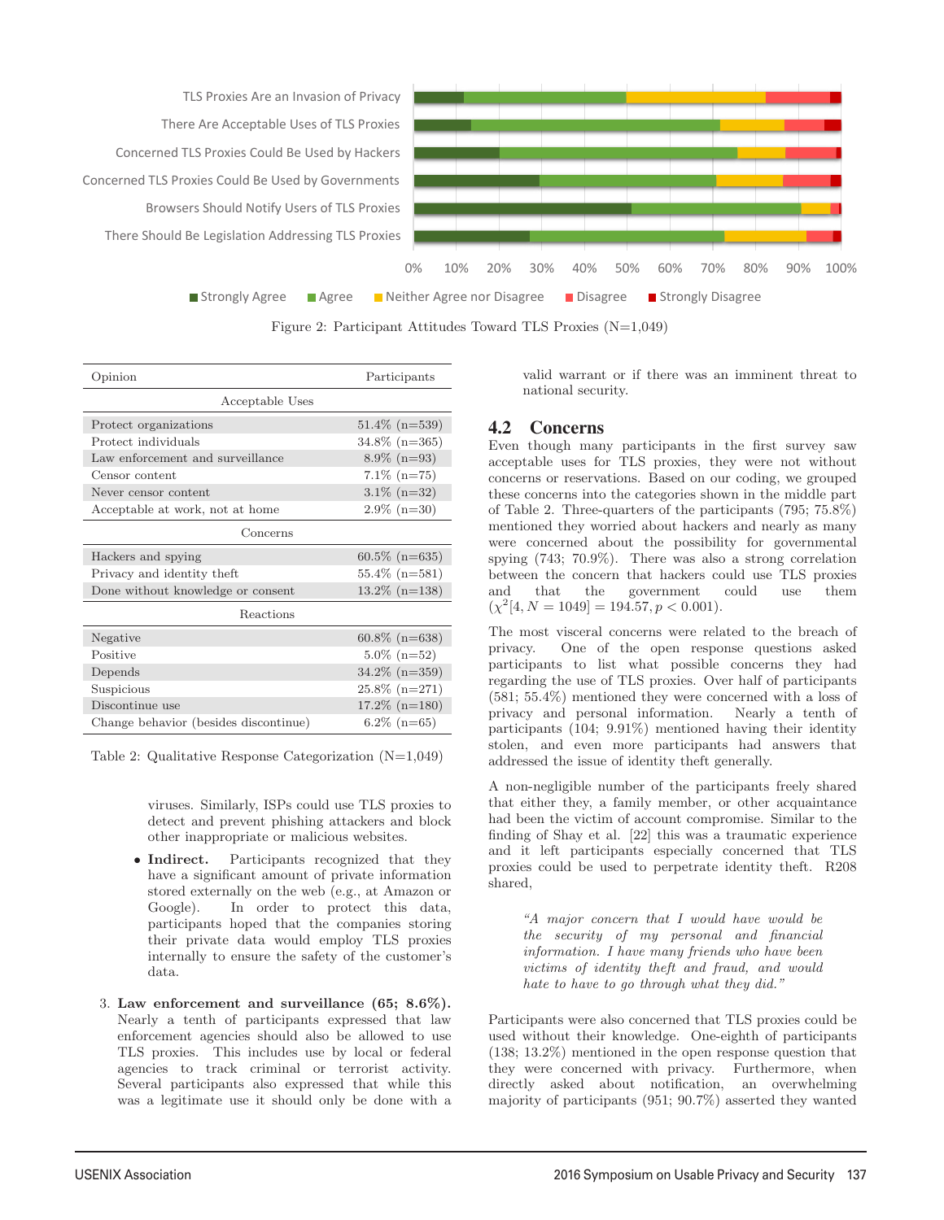Figure 2: Participant Attitudes Toward TLS Proxies (N=1,049)

| Opinion | Participants |
|---|---|
| **Acceptable Uses** | |
| Protect organizations | 51.4% (n=539) |
| Protect individuals | 34.8% (n=365) |
| Law enforcement and surveillance | 8.9% (n=93) |
| Censor content | 7.1% (n=75) |
| Never censor content | 3.1% (n=32) |
| Acceptable at work, not at home | 2.9% (n=30) |
| **Concerns** | |
| Hackers and spying | 60.5% (n=635) |
| Privacy and identity theft | 55.4% (n=581) |
| Done without knowledge or consent | 13.2% (n=138) |
| **Reactions** | |
| Negative | 60.8% (n=638) |
| Positive | 5.0% (n=52) |
| Depends | 34.2% (n=359) |
| Suspicious | 25.8% (n=271) |
| Discontinue use | 17.2% (n=180) |
| Change behavior (besides discontinue) | 6.2% (n=65) |

Table 2: Qualitative Response Categorization (N=1,049)

viruses. Similarly, ISPs could use TLS proxies to detect and prevent phishing attackers and block other inappropriate or malicious websites.

- **Indirect.** Participants recognized that they have a significant amount of private information stored externally on the web (e.g., at Amazon or Google). In order to protect this data, participants hoped that the companies storing their private data would employ TLS proxies internally to ensure the safety of the customer's data.

3. **Law enforcement and surveillance (65; 8.6%).** Nearly a tenth of participants expressed that law enforcement agencies should also be allowed to use TLS proxies. This includes use by local or federal agencies to track criminal or terrorist activity. Several participants also expressed that while this was a legitimate use it should only be done with a valid warrant or if there was an imminent threat to national security.

## 4.2 Concerns

Even though many participants in the first survey saw acceptable uses for TLS proxies, they were not without concerns or reservations. Based on our coding, we grouped these concerns into the categories shown in the middle part of Table 2. Three-quarters of the participants (795; 75.8%) mentioned they worried about hackers and nearly as many were concerned about the possibility for governmental spying (743; 70.9%). There was also a strong correlation between the concern that hackers could use TLS proxies and that the government could use them ($\chi^2[4, N = 1049] = 194.57, p < 0.001$).

The most visceral concerns were related to the breach of privacy. One of the open response questions asked participants to list what possible concerns they had regarding the use of TLS proxies. Over half of participants (581; 55.4%) mentioned they were concerned with a loss of privacy and personal information. Nearly a tenth of participants (104; 9.91%) mentioned having their identity stolen, and even more participants had answers that addressed the issue of identity theft generally.

A non-negligible number of the participants freely shared that either they, a family member, or other acquaintance had been the victim of account compromise. Similar to the finding of Shay et al. [22] this was a traumatic experience and it left participants especially concerned that TLS proxies could be used to perpetrate identity theft. R208 shared,

> *"A major concern that I would have would be the security of my personal and financial information. I have many friends who have been victims of identity theft and fraud, and would hate to have to go through what they did."*

Participants were also concerned that TLS proxies could be used without their knowledge. One-eighth of participants (138; 13.2%) mentioned in the open response question that they were concerned with privacy. Furthermore, when directly asked about notification, an overwhelming majority of participants (951; 90.7%) asserted they wanted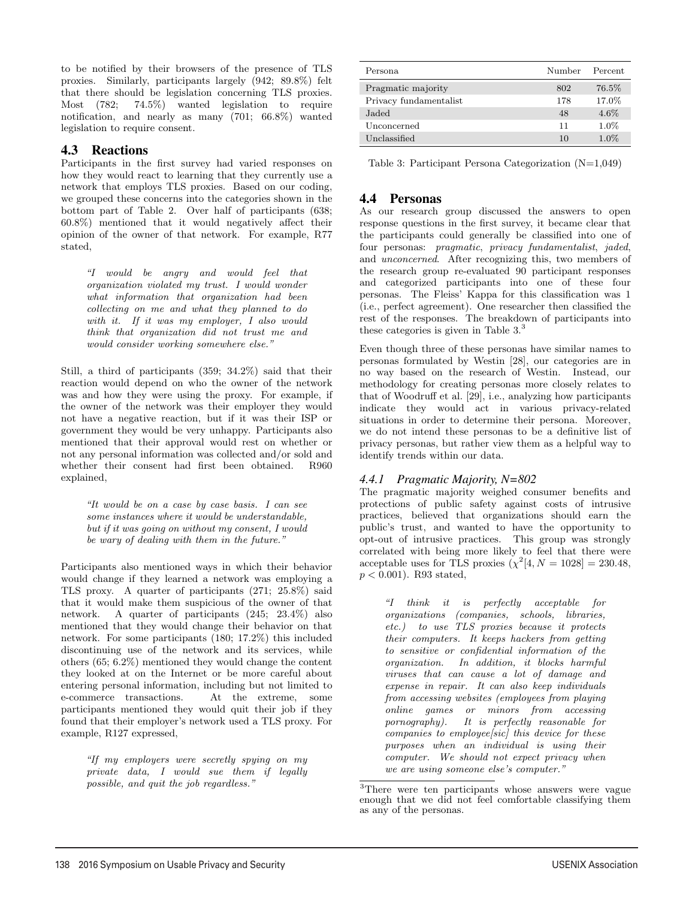to be notified by their browsers of the presence of TLS proxies. Similarly, participants largely (942; 89.8%) felt that there should be legislation concerning TLS proxies. Most (782; 74.5%) wanted legislation to require notification, and nearly as many (701; 66.8%) wanted legislation to require consent.

## 4.3 Reactions

Participants in the first survey had varied responses on how they would react to learning that they currently use a network that employs TLS proxies. Based on our coding, we grouped these concerns into the categories shown in the bottom part of Table 2. Over half of participants (638; 60.8%) mentioned that it would negatively affect their opinion of the owner of that network. For example, R77 stated,

> *"I would be angry and would feel that organization violated my trust. I would wonder what information that organization had been collecting on me and what they planned to do with it. If it was my employer, I also would think that organization did not trust me and would consider working somewhere else."*

Still, a third of participants (359; 34.2%) said that their reaction would depend on who the owner of the network was and how they were using the proxy. For example, if the owner of the network was their employer they would not have a negative reaction, but if it was their ISP or government they would be very unhappy. Participants also mentioned that their approval would rest on whether or not any personal information was collected and/or sold and whether their consent had first been obtained. R960 explained,

> *"It would be on a case by case basis. I can see some instances where it would be understandable, but if it was going on without my consent, I would be wary of dealing with them in the future."*

Participants also mentioned ways in which their behavior would change if they learned a network was employing a TLS proxy. A quarter of participants (271; 25.8%) said that it would make them suspicious of the owner of that network. A quarter of participants (245; 23.4%) also mentioned that they would change their behavior on that network. For some participants (180; 17.2%) this included discontinuing use of the network and its services, while others (65; 6.2%) mentioned they would change the content they looked at on the Internet or be more careful about entering personal information, including but not limited to e-commerce transactions. At the extreme, some participants mentioned they would quit their job if they found that their employer's network used a TLS proxy. For example, R127 expressed,

> *"If my employers were secretly spying on my private data, I would sue them if legally possible, and quit the job regardless."*

| Persona | Number | Percent |
|---|---|---|
| Pragmatic majority | 802 | 76.5% |
| Privacy fundamentalist | 178 | 17.0% |
| Jaded | 48 | 4.6% |
| Unconcerned | 11 | 1.0% |
| Unclassified | 10 | 1.0% |

Table 3: Participant Persona Categorization (N=1,049)

## 4.4 Personas

As our research group discussed the answers to open response questions in the first survey, it became clear that the participants could generally be classified into one of four personas: *pragmatic*, *privacy fundamentalist*, *jaded*, and *unconcerned*. After recognizing this, two members of the research group re-evaluated 90 participant responses and categorized participants into one of these four personas. The Fleiss' Kappa for this classification was 1 (i.e., perfect agreement). One researcher then classified the rest of the responses. The breakdown of participants into these categories is given in Table 3.[3]

Even though three of these personas have similar names to personas formulated by Westin [28], our categories are in no way based on the research of Westin. Instead, our methodology for creating personas more closely relates to that of Woodruff et al. [29], i.e., analyzing how participants indicate they would act in various privacy-related situations in order to determine their persona. Moreover, we do not intend these personas to be a definitive list of privacy personas, but rather view them as a helpful way to identify trends within our data.

### 4.4.1 Pragmatic Majority, N=802

The pragmatic majority weighed consumer benefits and protections of public safety against costs of intrusive practices, believed that organizations should earn the public's trust, and wanted to have the opportunity to opt-out of intrusive practices. This group was strongly correlated with being more likely to feel that there were acceptable uses for TLS proxies ($\chi^2[4, N = 1028] = 230.48$, $p < 0.001$). R93 stated,

> *"I think it is perfectly acceptable for organizations (companies, schools, libraries, etc.) to use TLS proxies because it protects their computers. It keeps hackers from getting to sensitive or confidential information of the organization. In addition, it blocks harmful viruses that can cause a lot of damage and expense in repair. It can also keep individuals from accessing websites (employees from playing online games or minors from accessing pornography). It is perfectly reasonable for companies to employee[sic] this device for these purposes when an individual is using their computer. We should not expect privacy when we are using someone else's computer."*

[3] There were ten participants whose answers were vague enough that we did not feel comfortable classifying them as any of the personas.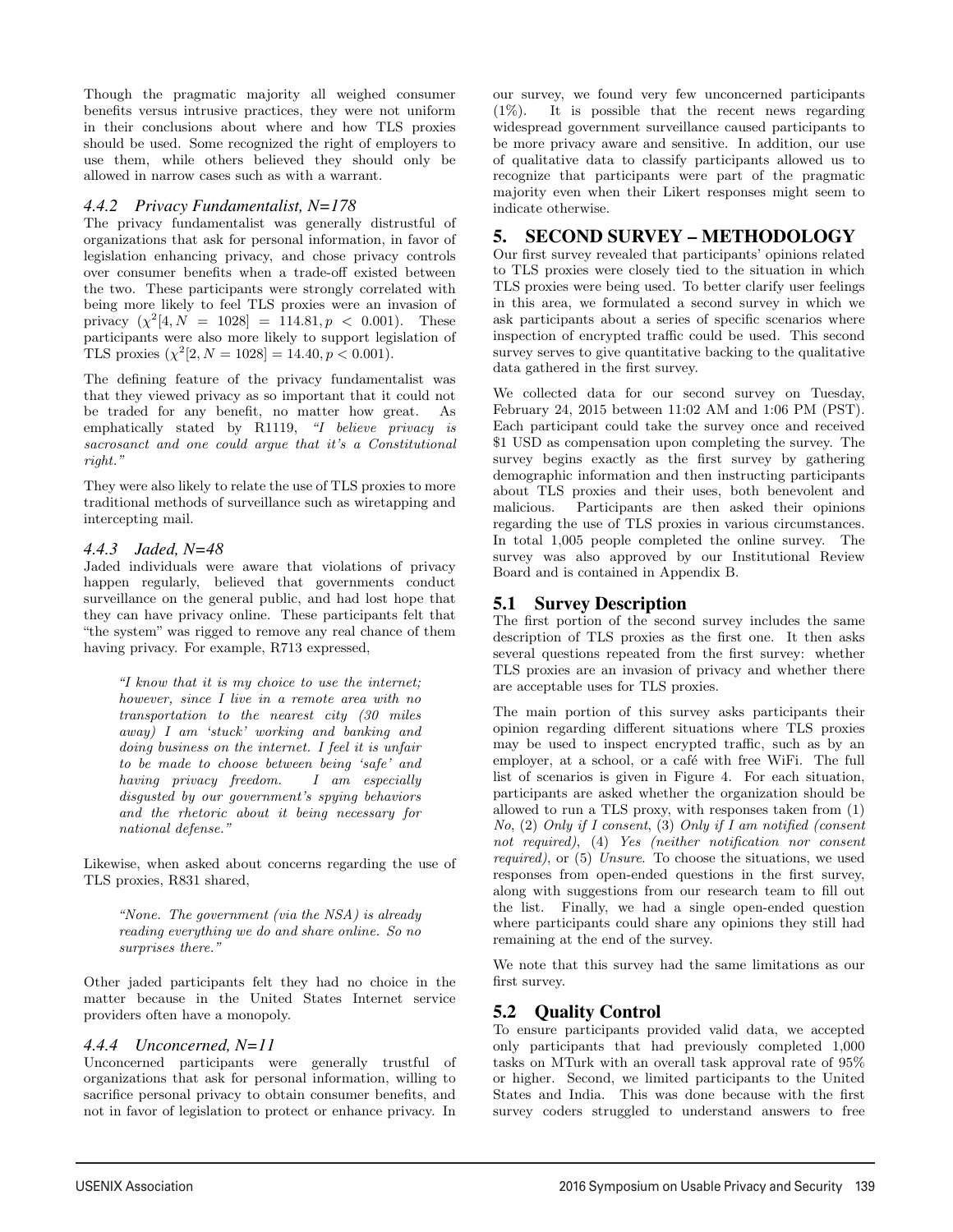Though the pragmatic majority all weighed consumer benefits versus intrusive practices, they were not uniform in their conclusions about where and how TLS proxies should be used. Some recognized the right of employers to use them, while others believed they should only be allowed in narrow cases such as with a warrant.

#### 4.4.2 Privacy Fundamentalist, N=178

The privacy fundamentalist was generally distrustful of organizations that ask for personal information, in favor of legislation enhancing privacy, and chose privacy controls over consumer benefits when a trade-off existed between the two. These participants were strongly correlated with being more likely to feel TLS proxies were an invasion of privacy ($\chi^2[4, N = 1028] = 114.81, p < 0.001$). These participants were also more likely to support legislation of TLS proxies ($\chi^2[2, N = 1028] = 14.40, p < 0.001$).

The defining feature of the privacy fundamentalist was that they viewed privacy as so important that it could not be traded for any benefit, no matter how great. As emphatically stated by R1119, *"I believe privacy is sacrosanct and one could argue that it's a Constitutional right."*

They were also likely to relate the use of TLS proxies to more traditional methods of surveillance such as wiretapping and intercepting mail.

#### 4.4.3 Jaded, N=48

Jaded individuals were aware that violations of privacy happen regularly, believed that governments conduct surveillance on the general public, and had lost hope that they can have privacy online. These participants felt that "the system" was rigged to remove any real chance of them having privacy. For example, R713 expressed,

> *"I know that it is my choice to use the internet; however, since I live in a remote area with no transportation to the nearest city (30 miles away) I am 'stuck' working and banking and doing business on the internet. I feel it is unfair to be made to choose between being 'safe' and having privacy freedom. I am especially disgusted by our government's spying behaviors and the rhetoric about it being necessary for national defense."*

Likewise, when asked about concerns regarding the use of TLS proxies, R831 shared,

> *"None. The government (via the NSA) is already reading everything we do and share online. So no surprises there."*

Other jaded participants felt they had no choice in the matter because in the United States Internet service providers often have a monopoly.

#### 4.4.4 Unconcerned, N=11

Unconcerned participants were generally trustful of organizations that ask for personal information, willing to sacrifice personal privacy to obtain consumer benefits, and not in favor of legislation to protect or enhance privacy. In our survey, we found very few unconcerned participants (1%). It is possible that the recent news regarding widespread government surveillance caused participants to be more privacy aware and sensitive. In addition, our use of qualitative data to classify participants allowed us to recognize that participants were part of the pragmatic majority even when their Likert responses might seem to indicate otherwise.

## 5. SECOND SURVEY – METHODOLOGY

Our first survey revealed that participants' opinions related to TLS proxies were closely tied to the situation in which TLS proxies were being used. To better clarify user feelings in this area, we formulated a second survey in which we ask participants about a series of specific scenarios where inspection of encrypted traffic could be used. This second survey serves to give quantitative backing to the qualitative data gathered in the first survey.

We collected data for our second survey on Tuesday, February 24, 2015 between 11:02 AM and 1:06 PM (PST). Each participant could take the survey once and received $1 USD as compensation upon completing the survey. The survey begins exactly as the first survey by gathering demographic information and then instructing participants about TLS proxies and their uses, both benevolent and malicious. Participants are then asked their opinions regarding the use of TLS proxies in various circumstances. In total 1,005 people completed the online survey. The survey was also approved by our Institutional Review Board and is contained in Appendix B.

### 5.1 Survey Description

The first portion of the second survey includes the same description of TLS proxies as the first one. It then asks several questions repeated from the first survey: whether TLS proxies are an invasion of privacy and whether there are acceptable uses for TLS proxies.

The main portion of this survey asks participants their opinion regarding different situations where TLS proxies may be used to inspect encrypted traffic, such as by an employer, at a school, or a café with free WiFi. The full list of scenarios is given in Figure 4. For each situation, participants are asked whether the organization should be allowed to run a TLS proxy, with responses taken from (1) *No*, (2) *Only if I consent*, (3) *Only if I am notified (consent not required)*, (4) *Yes (neither notification nor consent required)*, or (5) *Unsure*. To choose the situations, we used responses from open-ended questions in the first survey, along with suggestions from our research team to fill out the list. Finally, we had a single open-ended question where participants could share any opinions they still had remaining at the end of the survey.

We note that this survey had the same limitations as our first survey.

### 5.2 Quality Control

To ensure participants provided valid data, we accepted only participants that had previously completed 1,000 tasks on MTurk with an overall task approval rate of 95% or higher. Second, we limited participants to the United States and India. This was done because with the first survey coders struggled to understand answers to free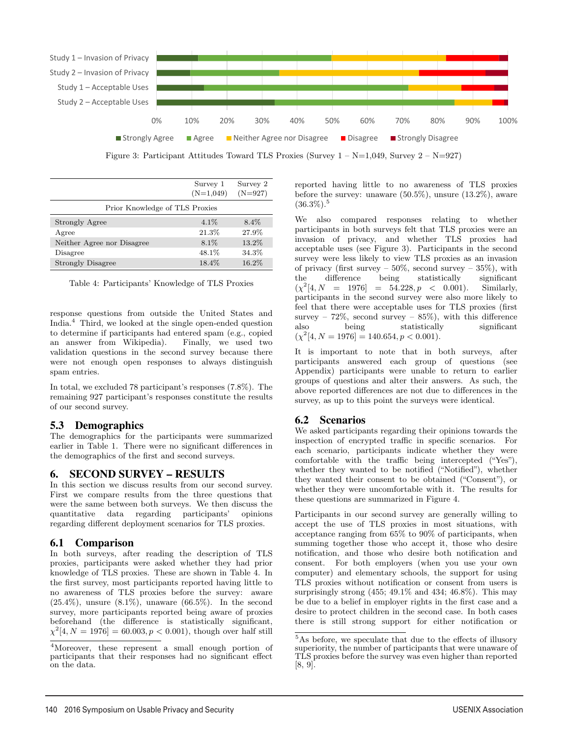Figure 3: Participant Attitudes Toward TLS Proxies (Survey 1 – N=1,049, Survey 2 – N=927)

| | Survey 1 (N=1,049) | Survey 2 (N=927) |
|---|---|---|
| Prior Knowledge of TLS Proxies | | |
| Strongly Agree | 4.1% | 8.4% |
| Agree | 21.3% | 27.9% |
| Neither Agree nor Disagree | 8.1% | 13.2% |
| Disagree | 48.1% | 34.3% |
| Strongly Disagree | 18.4% | 16.2% |

Table 4: Participants' Knowledge of TLS Proxies

response questions from outside the United States and India.[4] Third, we looked at the single open-ended question to determine if participants had entered spam (e.g., copied an answer from Wikipedia). Finally, we used two validation questions in the second survey because there were not enough open responses to always distinguish spam entries.

In total, we excluded 78 participant's responses (7.8%). The remaining 927 participant's responses constitute the results of our second survey.

## 5.3 Demographics

The demographics for the participants were summarized earlier in Table 1. There were no significant differences in the demographics of the first and second surveys.

# 6. SECOND SURVEY – RESULTS

In this section we discuss results from our second survey. First we compare results from the three questions that were the same between both surveys. We then discuss the quantitative data regarding participants' opinions regarding different deployment scenarios for TLS proxies.

## 6.1 Comparison

In both surveys, after reading the description of TLS proxies, participants were asked whether they had prior knowledge of TLS proxies. These are shown in Table 4. In the first survey, most participants reported having little to no awareness of TLS proxies before the survey: aware (25.4%), unsure (8.1%), unaware (66.5%). In the second survey, more participants reported being aware of proxies beforehand (the difference is statistically significant, $\chi^2[4, N = 1976] = 60.003, p < 0.001$), though over half still reported having little to no awareness of TLS proxies before the survey: unaware (50.5%), unsure (13.2%), aware (36.3%).[5]

We also compared responses relating to whether participants in both surveys felt that TLS proxies were an invasion of privacy, and whether TLS proxies had acceptable uses (see Figure 3). Participants in the second survey were less likely to view TLS proxies as an invasion of privacy (first survey – 50%, second survey – 35%), with the difference being statistically significant ($\chi^2[4, N = 1976] = 54.228, p < 0.001$). Similarly, participants in the second survey were also more likely to feel that there were acceptable uses for TLS proxies (first survey – 72%, second survey – 85%), with this difference also being statistically significant ($\chi^2[4, N = 1976] = 140.654, p < 0.001$).

It is important to note that in both surveys, after participants answered each group of questions (see Appendix) participants were unable to return to earlier groups of questions and alter their answers. As such, the above reported differences are not due to differences in the survey, as up to this point the surveys were identical.

## 6.2 Scenarios

We asked participants regarding their opinions towards the inspection of encrypted traffic in specific scenarios. For each scenario, participants indicate whether they were comfortable with the traffic being intercepted ("Yes"), whether they wanted to be notified ("Notified"), whether they wanted their consent to be obtained ("Consent"), or whether they were uncomfortable with it. The results for these questions are summarized in Figure 4.

Participants in our second survey are generally willing to accept the use of TLS proxies in most situations, with acceptance ranging from 65% to 90% of participants, when summing together those who accept it, those who desire notification, and those who desire both notification and consent. For both employers (when you use your own computer) and elementary schools, the support for using TLS proxies without notification or consent from users is surprisingly strong (455; 49.1% and 434; 46.8%). This may be due to a belief in employer rights in the first case and a desire to protect children in the second case. In both cases there is still strong support for either notification or

[4] Moreover, these represent a small enough portion of participants that their responses had no significant effect on the data.

[5] As before, we speculate that due to the effects of illusory superiority, the number of participants that were unaware of TLS proxies before the survey was even higher than reported [8, 9].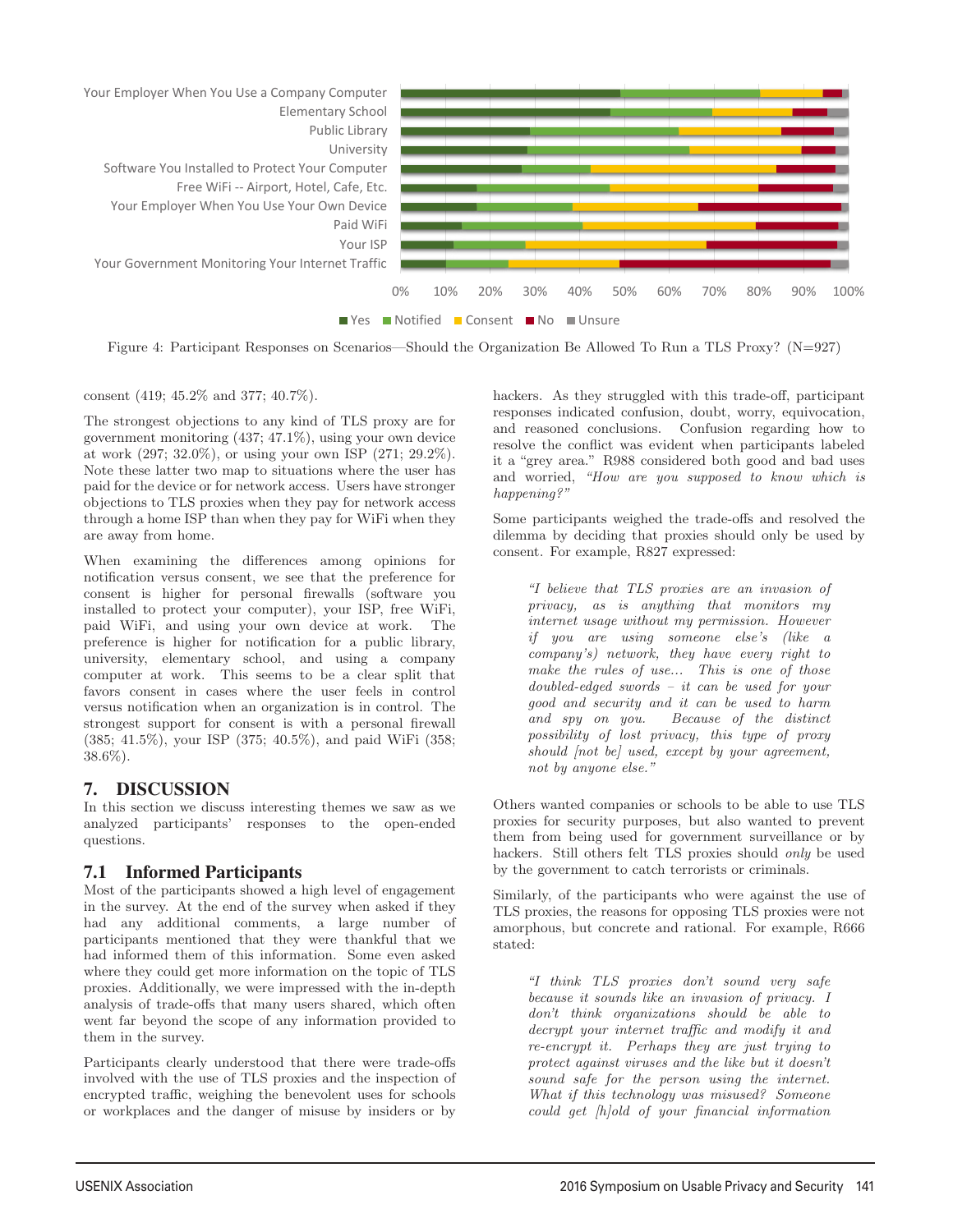Your Employer When You Use a Company Computer
Elementary School
Public Library
University
Software You Installed to Protect Your Computer
Free WiFi -- Airport, Hotel, Cafe, Etc.
Your Employer When You Use Your Own Device
Paid WiFi
Your ISP
Your Government Monitoring Your Internet Traffic

0% 10% 20% 30% 40% 50% 60% 70% 80% 90% 100%

Yes Notified Consent No Unsure

Figure 4: Participant Responses on Scenarios—Should the Organization Be Allowed To Run a TLS Proxy? (N=927)

consent (419; 45.2% and 377; 40.7%).

The strongest objections to any kind of TLS proxy are for government monitoring (437; 47.1%), using your own device at work (297; 32.0%), or using your own ISP (271; 29.2%). Note these latter two map to situations where the user has paid for the device or for network access. Users have stronger objections to TLS proxies when they pay for network access through a home ISP than when they pay for WiFi when they are away from home.

When examining the differences among opinions for notification versus consent, we see that the preference for consent is higher for personal firewalls (software you installed to protect your computer), your ISP, free WiFi, paid WiFi, and using your own device at work. The preference is higher for notification for a public library, university, elementary school, and using a company computer at work. This seems to be a clear split that favors consent in cases where the user feels in control versus notification when an organization is in control. The strongest support for consent is with a personal firewall (385; 41.5%), your ISP (375; 40.5%), and paid WiFi (358; 38.6%).

## 7. DISCUSSION

In this section we discuss interesting themes we saw as we analyzed participants' responses to the open-ended questions.

### 7.1 Informed Participants

Most of the participants showed a high level of engagement in the survey. At the end of the survey when asked if they had any additional comments, a large number of participants mentioned that they were thankful that we had informed them of this information. Some even asked where they could get more information on the topic of TLS proxies. Additionally, we were impressed with the in-depth analysis of trade-offs that many users shared, which often went far beyond the scope of any information provided to them in the survey.

Participants clearly understood that there were trade-offs involved with the use of TLS proxies and the inspection of encrypted traffic, weighing the benevolent uses for schools or workplaces and the danger of misuse by insiders or by hackers. As they struggled with this trade-off, participant responses indicated confusion, doubt, worry, equivocation, and reasoned conclusions. Confusion regarding how to resolve the conflict was evident when participants labeled it a "grey area." R988 considered both good and bad uses and worried, *"How are you supposed to know which is happening?"*

Some participants weighed the trade-offs and resolved the dilemma by deciding that proxies should only be used by consent. For example, R827 expressed:

> *"I believe that TLS proxies are an invasion of privacy, as is anything that monitors my internet usage without my permission. However if you are using someone else's (like a company's) network, they have every right to make the rules of use... This is one of those doubled-edged swords – it can be used for your good and security and it can be used to harm and spy on you. Because of the distinct possibility of lost privacy, this type of proxy should [not be] used, except by your agreement, not by anyone else."*

Others wanted companies or schools to be able to use TLS proxies for security purposes, but also wanted to prevent them from being used for government surveillance or by hackers. Still others felt TLS proxies should *only* be used by the government to catch terrorists or criminals.

Similarly, of the participants who were against the use of TLS proxies, the reasons for opposing TLS proxies were not amorphous, but concrete and rational. For example, R666 stated:

> *"I think TLS proxies don't sound very safe because it sounds like an invasion of privacy. I don't think organizations should be able to decrypt your internet traffic and modify it and re-encrypt it. Perhaps they are just trying to protect against viruses and the like but it doesn't sound safe for the person using the internet. What if this technology was misused? Someone could get [h]old of your financial information*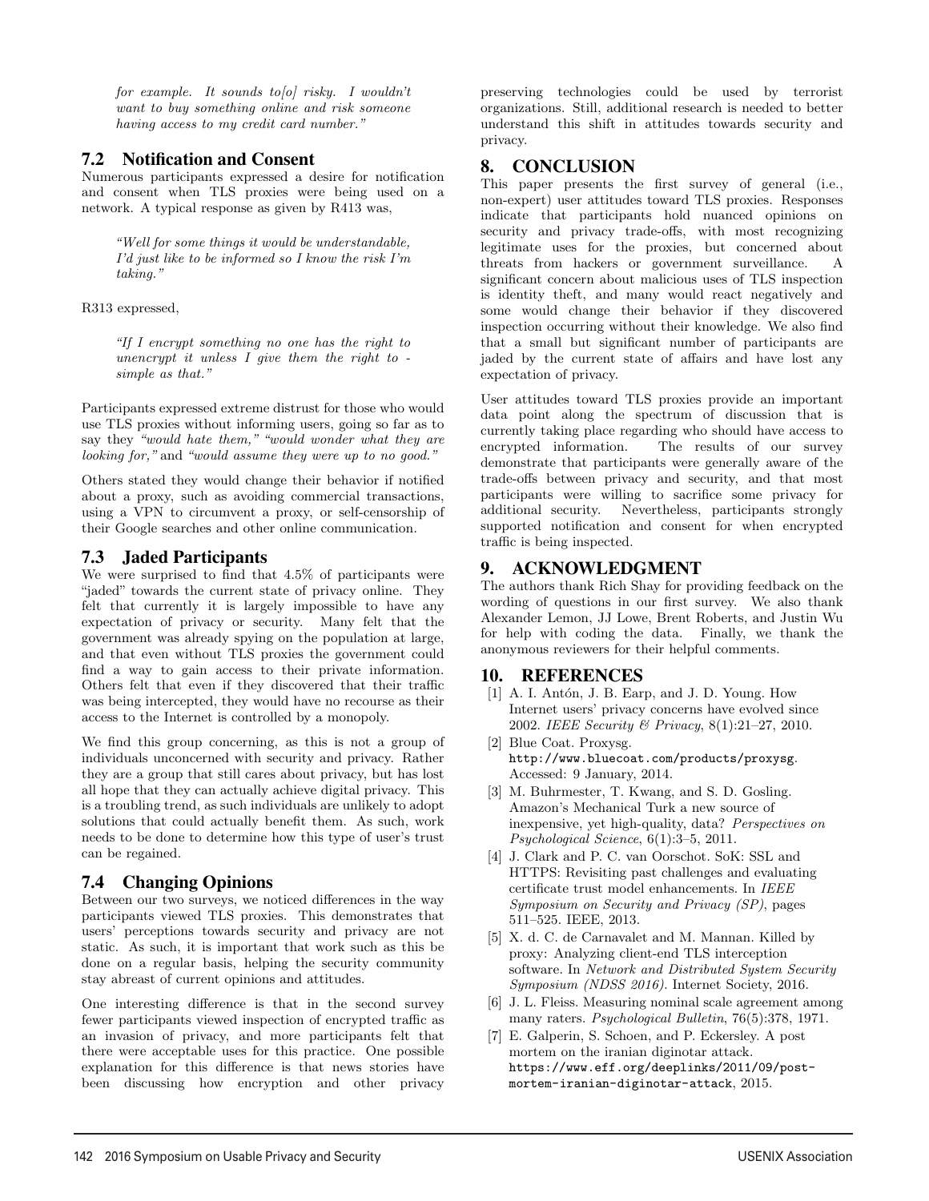*for example. It sounds to[o] risky. I wouldn't want to buy something online and risk someone having access to my credit card number."*

### 7.2 Notification and Consent

Numerous participants expressed a desire for notification and consent when TLS proxies were being used on a network. A typical response as given by R413 was,

> *"Well for some things it would be understandable, I'd just like to be informed so I know the risk I'm taking."*

R313 expressed,

> *"If I encrypt something no one has the right to unencrypt it unless I give them the right to - simple as that."*

Participants expressed extreme distrust for those who would use TLS proxies without informing users, going so far as to say they *"would hate them,"* *"would wonder what they are looking for,"* and *"would assume they were up to no good."*

Others stated they would change their behavior if notified about a proxy, such as avoiding commercial transactions, using a VPN to circumvent a proxy, or self-censorship of their Google searches and other online communication.

### 7.3 Jaded Participants

We were surprised to find that 4.5% of participants were "jaded" towards the current state of privacy online. They felt that currently it is largely impossible to have any expectation of privacy or security. Many felt that the government was already spying on the population at large, and that even without TLS proxies the government could find a way to gain access to their private information. Others felt that even if they discovered that their traffic was being intercepted, they would have no recourse as their access to the Internet is controlled by a monopoly.

We find this group concerning, as this is not a group of individuals unconcerned with security and privacy. Rather they are a group that still cares about privacy, but has lost all hope that they can actually achieve digital privacy. This is a troubling trend, as such individuals are unlikely to adopt solutions that could actually benefit them. As such, work needs to be done to determine how this type of user's trust can be regained.

### 7.4 Changing Opinions

Between our two surveys, we noticed differences in the way participants viewed TLS proxies. This demonstrates that users' perceptions towards security and privacy are not static. As such, it is important that work such as this be done on a regular basis, helping the security community stay abreast of current opinions and attitudes.

One interesting difference is that in the second survey fewer participants viewed inspection of encrypted traffic as an invasion of privacy, and more participants felt that there were acceptable uses for this practice. One possible explanation for this difference is that news stories have been discussing how encryption and other privacy preserving technologies could be used by terrorist organizations. Still, additional research is needed to better understand this shift in attitudes towards security and privacy.

## 8. CONCLUSION

This paper presents the first survey of general (i.e., non-expert) user attitudes toward TLS proxies. Responses indicate that participants hold nuanced opinions on security and privacy trade-offs, with most recognizing legitimate uses for the proxies, but concerned about threats from hackers or government surveillance. A significant concern about malicious uses of TLS inspection is identity theft, and many would react negatively and some would change their behavior if they discovered inspection occurring without their knowledge. We also find that a small but significant number of participants are jaded by the current state of affairs and have lost any expectation of privacy.

User attitudes toward TLS proxies provide an important data point along the spectrum of discussion that is currently taking place regarding who should have access to encrypted information. The results of our survey demonstrate that participants were generally aware of the trade-offs between privacy and security, and that most participants were willing to sacrifice some privacy for additional security. Nevertheless, participants strongly supported notification and consent for when encrypted traffic is being inspected.

## 9. ACKNOWLEDGMENT

The authors thank Rich Shay for providing feedback on the wording of questions in our first survey. We also thank Alexander Lemon, JJ Lowe, Brent Roberts, and Justin Wu for help with coding the data. Finally, we thank the anonymous reviewers for their helpful comments.

## 10. REFERENCES

[1] A. I. Antón, J. B. Earp, and J. D. Young. How Internet users' privacy concerns have evolved since 2002. *IEEE Security & Privacy*, 8(1):21–27, 2010.

[2] Blue Coat. Proxysg. http://www.bluecoat.com/products/proxysg. Accessed: 9 January, 2014.

[3] M. Buhrmester, T. Kwang, and S. D. Gosling. Amazon's Mechanical Turk a new source of inexpensive, yet high-quality, data? *Perspectives on Psychological Science*, 6(1):3–5, 2011.

[4] J. Clark and P. C. van Oorschot. SoK: SSL and HTTPS: Revisiting past challenges and evaluating certificate trust model enhancements. In *IEEE Symposium on Security and Privacy (SP)*, pages 511–525. IEEE, 2013.

[5] X. d. C. de Carnavalet and M. Mannan. Killed by proxy: Analyzing client-end TLS interception software. In *Network and Distributed System Security Symposium (NDSS 2016)*. Internet Society, 2016.

[6] J. L. Fleiss. Measuring nominal scale agreement among many raters. *Psychological Bulletin*, 76(5):378, 1971.

[7] E. Galperin, S. Schoen, and P. Eckersley. A post mortem on the iranian diginotar attack. https://www.eff.org/deeplinks/2011/09/post-mortem-iranian-diginotar-attack, 2015.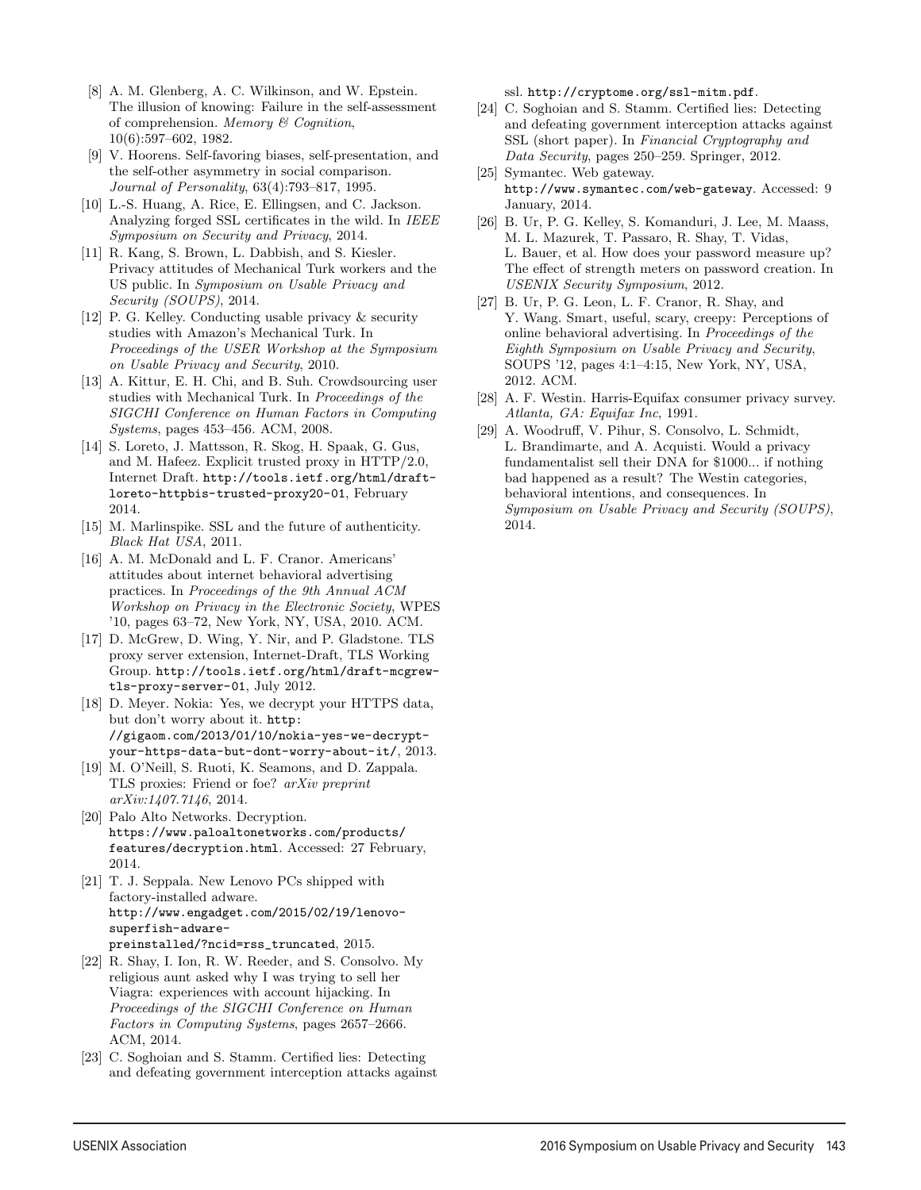[8] A. M. Glenberg, A. C. Wilkinson, and W. Epstein. The illusion of knowing: Failure in the self-assessment of comprehension. *Memory & Cognition*, 10(6):597–602, 1982.

[9] V. Hoorens. Self-favoring biases, self-presentation, and the self-other asymmetry in social comparison. *Journal of Personality*, 63(4):793–817, 1995.

[10] L.-S. Huang, A. Rice, E. Ellingsen, and C. Jackson. Analyzing forged SSL certificates in the wild. In *IEEE Symposium on Security and Privacy*, 2014.

[11] R. Kang, S. Brown, L. Dabbish, and S. Kiesler. Privacy attitudes of Mechanical Turk workers and the US public. In *Symposium on Usable Privacy and Security (SOUPS)*, 2014.

[12] P. G. Kelley. Conducting usable privacy & security studies with Amazon's Mechanical Turk. In *Proceedings of the USER Workshop at the Symposium on Usable Privacy and Security*, 2010.

[13] A. Kittur, E. H. Chi, and B. Suh. Crowdsourcing user studies with Mechanical Turk. In *Proceedings of the SIGCHI Conference on Human Factors in Computing Systems*, pages 453–456. ACM, 2008.

[14] S. Loreto, J. Mattsson, R. Skog, H. Spaak, G. Gus, and M. Hafeez. Explicit trusted proxy in HTTP/2.0, Internet Draft. `http://tools.ietf.org/html/draft-loreto-httpbis-trusted-proxy20-01`, February 2014.

[15] M. Marlinspike. SSL and the future of authenticity. *Black Hat USA*, 2011.

[16] A. M. McDonald and L. F. Cranor. Americans' attitudes about internet behavioral advertising practices. In *Proceedings of the 9th Annual ACM Workshop on Privacy in the Electronic Society*, WPES '10, pages 63–72, New York, NY, USA, 2010. ACM.

[17] D. McGrew, D. Wing, Y. Nir, and P. Gladstone. TLS proxy server extension, Internet-Draft, TLS Working Group. `http://tools.ietf.org/html/draft-mcgrew-tls-proxy-server-01`, July 2012.

[18] D. Meyer. Nokia: Yes, we decrypt your HTTPS data, but don't worry about it. `http://gigaom.com/2013/01/10/nokia-yes-we-decrypt-your-https-data-but-dont-worry-about-it/`, 2013.

[19] M. O'Neill, S. Ruoti, K. Seamons, and D. Zappala. TLS proxies: Friend or foe? *arXiv preprint arXiv:1407.7146*, 2014.

[20] Palo Alto Networks. Decryption. `https://www.paloaltonetworks.com/products/features/decryption.html`. Accessed: 27 February, 2014.

[21] T. J. Seppala. New Lenovo PCs shipped with factory-installed adware. `http://www.engadget.com/2015/02/19/lenovo-superfish-adware-preinstalled/?ncid=rss_truncated`, 2015.

[22] R. Shay, I. Ion, R. W. Reeder, and S. Consolvo. My religious aunt asked why I was trying to sell her Viagra: experiences with account hijacking. In *Proceedings of the SIGCHI Conference on Human Factors in Computing Systems*, pages 2657–2666. ACM, 2014.

[23] C. Soghoian and S. Stamm. Certified lies: Detecting and defeating government interception attacks against ssl. `http://cryptome.org/ssl-mitm.pdf`.

[24] C. Soghoian and S. Stamm. Certified lies: Detecting and defeating government interception attacks against SSL (short paper). In *Financial Cryptography and Data Security*, pages 250–259. Springer, 2012.

[25] Symantec. Web gateway. `http://www.symantec.com/web-gateway`. Accessed: 9 January, 2014.

[26] B. Ur, P. G. Kelley, S. Komanduri, J. Lee, M. Maass, M. L. Mazurek, T. Passaro, R. Shay, T. Vidas, L. Bauer, et al. How does your password measure up? The effect of strength meters on password creation. In *USENIX Security Symposium*, 2012.

[27] B. Ur, P. G. Leon, L. F. Cranor, R. Shay, and Y. Wang. Smart, useful, scary, creepy: Perceptions of online behavioral advertising. In *Proceedings of the Eighth Symposium on Usable Privacy and Security*, SOUPS '12, pages 4:1–4:15, New York, NY, USA, 2012. ACM.

[28] A. F. Westin. Harris-Equifax consumer privacy survey. *Atlanta, GA: Equifax Inc*, 1991.

[29] A. Woodruff, V. Pihur, S. Consolvo, L. Schmidt, L. Brandimarte, and A. Acquisti. Would a privacy fundamentalist sell their DNA for $1000... if nothing bad happened as a result? The Westin categories, behavioral intentions, and consequences. In *Symposium on Usable Privacy and Security (SOUPS)*, 2014.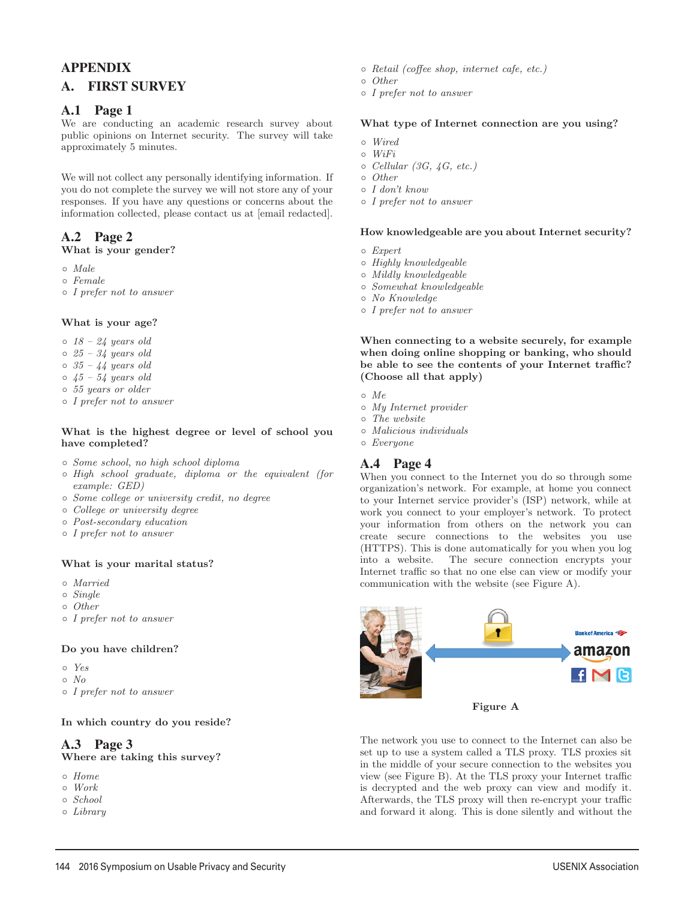# APPENDIX

## A. FIRST SURVEY

### A.1 Page 1

We are conducting an academic research survey about public opinions on Internet security. The survey will take approximately 5 minutes.

We will not collect any personally identifying information. If you do not complete the survey we will not store any of your responses. If you have any questions or concerns about the information collected, please contact us at [email redacted].

### A.2 Page 2

**What is your gender?**

- *Male*
- *Female*
- *I prefer not to answer*

**What is your age?**

- *18 – 24 years old*
- *25 – 34 years old*
- *35 – 44 years old*
- *45 – 54 years old*
- *55 years or older*
- *I prefer not to answer*

**What is the highest degree or level of school you have completed?**

- *Some school, no high school diploma*
- *High school graduate, diploma or the equivalent (for example: GED)*
- *Some college or university credit, no degree*
- *College or university degree*
- *Post-secondary education*
- *I prefer not to answer*

**What is your marital status?**

- *Married*
- *Single*
- *Other*
- *I prefer not to answer*

**Do you have children?**

- *Yes*
- *No*
- *I prefer not to answer*

**In which country do you reside?**

### A.3 Page 3

**Where are taking this survey?**

- *Home*
- *Work*
- *School*
- *Library*
- *Retail (coffee shop, internet cafe, etc.)*
- *Other*
- *I prefer not to answer*

**What type of Internet connection are you using?**

- *Wired*
- *WiFi*
- *Cellular (3G, 4G, etc.)*
- *Other*
- *I don't know*
- *I prefer not to answer*

**How knowledgeable are you about Internet security?**

- *Expert*
- *Highly knowledgeable*
- *Mildly knowledgeable*
- *Somewhat knowledgeable*
- *No Knowledge*
- *I prefer not to answer*

**When connecting to a website securely, for example when doing online shopping or banking, who should be able to see the contents of your Internet traffic? (Choose all that apply)**

- *Me*
- *My Internet provider*
- *The website*
- *Malicious individuals*
- *Everyone*

### A.4 Page 4

When you connect to the Internet you do so through some organization's network. For example, at home you connect to your Internet service provider's (ISP) network, while at work you connect to your employer's network. To protect your information from others on the network you can create secure connections to the websites you use (HTTPS). This is done automatically for you when you log into a website. The secure connection encrypts your Internet traffic so that no one else can view or modify your communication with the website (see Figure A).

Figure A

The network you use to connect to the Internet can also be set up to use a system called a TLS proxy. TLS proxies sit in the middle of your secure connection to the websites you view (see Figure B). At the TLS proxy your Internet traffic is decrypted and the web proxy can view and modify it. Afterwards, the TLS proxy will then re-encrypt your traffic and forward it along. This is done silently and without the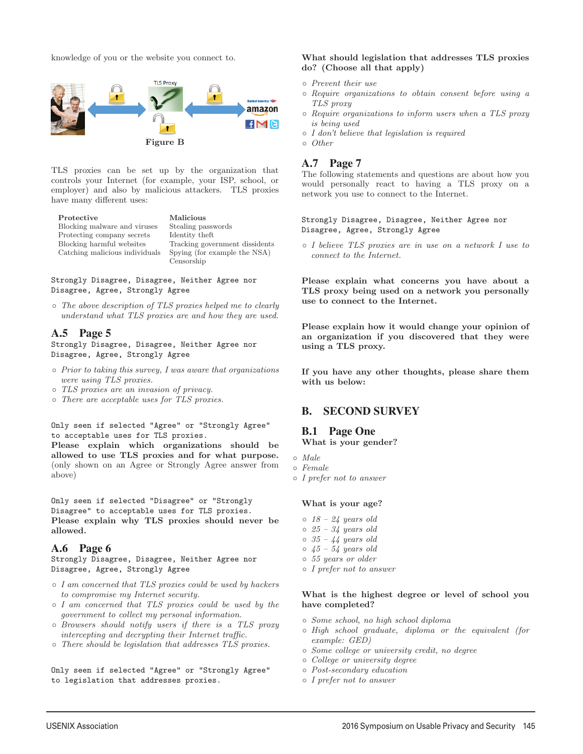knowledge of you or the website you connect to.

Figure B

TLS proxies can be set up by the organization that controls your Internet (for example, your ISP, school, or employer) and also by malicious attackers. TLS proxies have many different uses:

| Protective | Malicious |
|---|---|
| Blocking malware and viruses | Stealing passwords |
| Protecting company secrets | Identity theft |
| Blocking harmful websites | Tracking government dissidents |
| Catching malicious individuals | Spying (for example the NSA) |
| | Censorship |

```
Strongly Disagree, Disagree, Neither Agree nor
Disagree, Agree, Strongly Agree
```

- *The above description of TLS proxies helped me to clearly understand what TLS proxies are and how they are used.*

## A.5 Page 5

```
Strongly Disagree, Disagree, Neither Agree nor
Disagree, Agree, Strongly Agree
```

- *Prior to taking this survey, I was aware that organizations were using TLS proxies.*
- *TLS proxies are an invasion of privacy.*
- *There are acceptable uses for TLS proxies.*

```
Only seen if selected "Agree" or "Strongly Agree"
to acceptable uses for TLS proxies.
```

**Please explain which organizations should be allowed to use TLS proxies and for what purpose.** (only shown on an Agree or Strongly Agree answer from above)

```
Only seen if selected "Disagree" or "Strongly
Disagree" to acceptable uses for TLS proxies.
```

**Please explain why TLS proxies should never be allowed.**

## A.6 Page 6

```
Strongly Disagree, Disagree, Neither Agree nor
Disagree, Agree, Strongly Agree
```

- *I am concerned that TLS proxies could be used by hackers to compromise my Internet security.*
- *I am concerned that TLS proxies could be used by the government to collect my personal information.*
- *Browsers should notify users if there is a TLS proxy intercepting and decrypting their Internet traffic.*
- *There should be legislation that addresses TLS proxies.*

```
Only seen if selected "Agree" or "Strongly Agree"
to legislation that addresses proxies.
```

**What should legislation that addresses TLS proxies do? (Choose all that apply)**

- *Prevent their use*
- *Require organizations to obtain consent before using a TLS proxy*
- *Require organizations to inform users when a TLS proxy is being used*
- *I don't believe that legislation is required*
- *Other*

## A.7 Page 7

The following statements and questions are about how you would personally react to having a TLS proxy on a network you use to connect to the Internet.

```
Strongly Disagree, Disagree, Neither Agree nor
Disagree, Agree, Strongly Agree
```

- *I believe TLS proxies are in use on a network I use to connect to the Internet.*

**Please explain what concerns you have about a TLS proxy being used on a network you personally use to connect to the Internet.**

**Please explain how it would change your opinion of an organization if you discovered that they were using a TLS proxy.**

**If you have any other thoughts, please share them with us below:**

# B. SECOND SURVEY

## B.1 Page One

**What is your gender?**

- *Male*
- *Female*
- *I prefer not to answer*

**What is your age?**

- *18 – 24 years old*
- *25 – 34 years old*
- *35 – 44 years old*
- *45 – 54 years old*
- *55 years or older*
- *I prefer not to answer*

**What is the highest degree or level of school you have completed?**

- *Some school, no high school diploma*
- *High school graduate, diploma or the equivalent (for example: GED)*
- *Some college or university credit, no degree*
- *College or university degree*
- *Post-secondary education*
- *I prefer not to answer*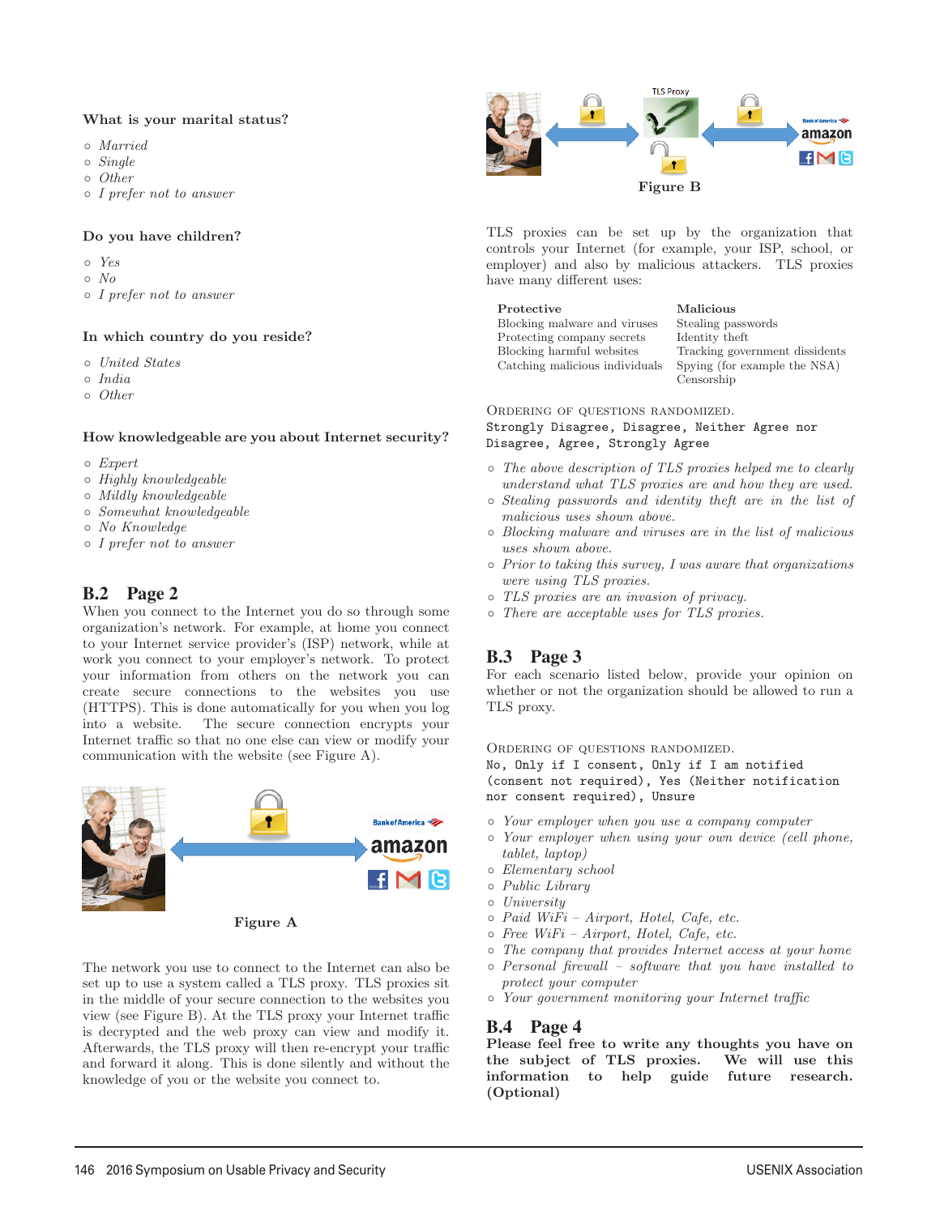**What is your marital status?**

- *Married*
- *Single*
- *Other*
- *I prefer not to answer*

**Do you have children?**

- *Yes*
- *No*
- *I prefer not to answer*

**In which country do you reside?**

- *United States*
- *India*
- *Other*

**How knowledgeable are you about Internet security?**

- *Expert*
- *Highly knowledgeable*
- *Mildly knowledgeable*
- *Somewhat knowledgeable*
- *No Knowledge*
- *I prefer not to answer*

## B.2 Page 2

When you connect to the Internet you do so through some organization's network. For example, at home you connect to your Internet service provider's (ISP) network, while at work you connect to your employer's network. To protect your information from others on the network you can create secure connections to the websites you use (HTTPS). This is done automatically for you when you log into a website. The secure connection encrypts your Internet traffic so that no one else can view or modify your communication with the website (see Figure A).

Figure A

The network you use to connect to the Internet can also be set up to use a system called a TLS proxy. TLS proxies sit in the middle of your secure connection to the websites you view (see Figure B). At the TLS proxy your Internet traffic is decrypted and the web proxy can view and modify it. Afterwards, the TLS proxy will then re-encrypt your traffic and forward it along. This is done silently and without the knowledge of you or the website you connect to.

Figure B

TLS proxies can be set up by the organization that controls your Internet (for example, your ISP, school, or employer) and also by malicious attackers. TLS proxies have many different uses:

| Protective | Malicious |
|---|---|
| Blocking malware and viruses | Stealing passwords |
| Protecting company secrets | Identity theft |
| Blocking harmful websites | Tracking government dissidents |
| Catching malicious individuals | Spying (for example the NSA) |
| | Censorship |

ORDERING OF QUESTIONS RANDOMIZED.

`Strongly Disagree, Disagree, Neither Agree nor Disagree, Agree, Strongly Agree`

- *The above description of TLS proxies helped me to clearly understand what TLS proxies are and how they are used.*
- *Stealing passwords and identity theft are in the list of malicious uses shown above.*
- *Blocking malware and viruses are in the list of malicious uses shown above.*
- *Prior to taking this survey, I was aware that organizations were using TLS proxies.*
- *TLS proxies are an invasion of privacy.*
- *There are acceptable uses for TLS proxies.*

## B.3 Page 3

For each scenario listed below, provide your opinion on whether or not the organization should be allowed to run a TLS proxy.

ORDERING OF QUESTIONS RANDOMIZED.

`No, Only if I consent, Only if I am notified (consent not required), Yes (Neither notification nor consent required), Unsure`

- *Your employer when you use a company computer*
- *Your employer when using your own device (cell phone, tablet, laptop)*
- *Elementary school*
- *Public Library*
- *University*
- *Paid WiFi – Airport, Hotel, Cafe, etc.*
- *Free WiFi – Airport, Hotel, Cafe, etc.*
- *The company that provides Internet access at your home*
- *Personal firewall – software that you have installed to protect your computer*
- *Your government monitoring your Internet traffic*

## B.4 Page 4

**Please feel free to write any thoughts you have on the subject of TLS proxies. We will use this information to help guide future research. (Optional)**